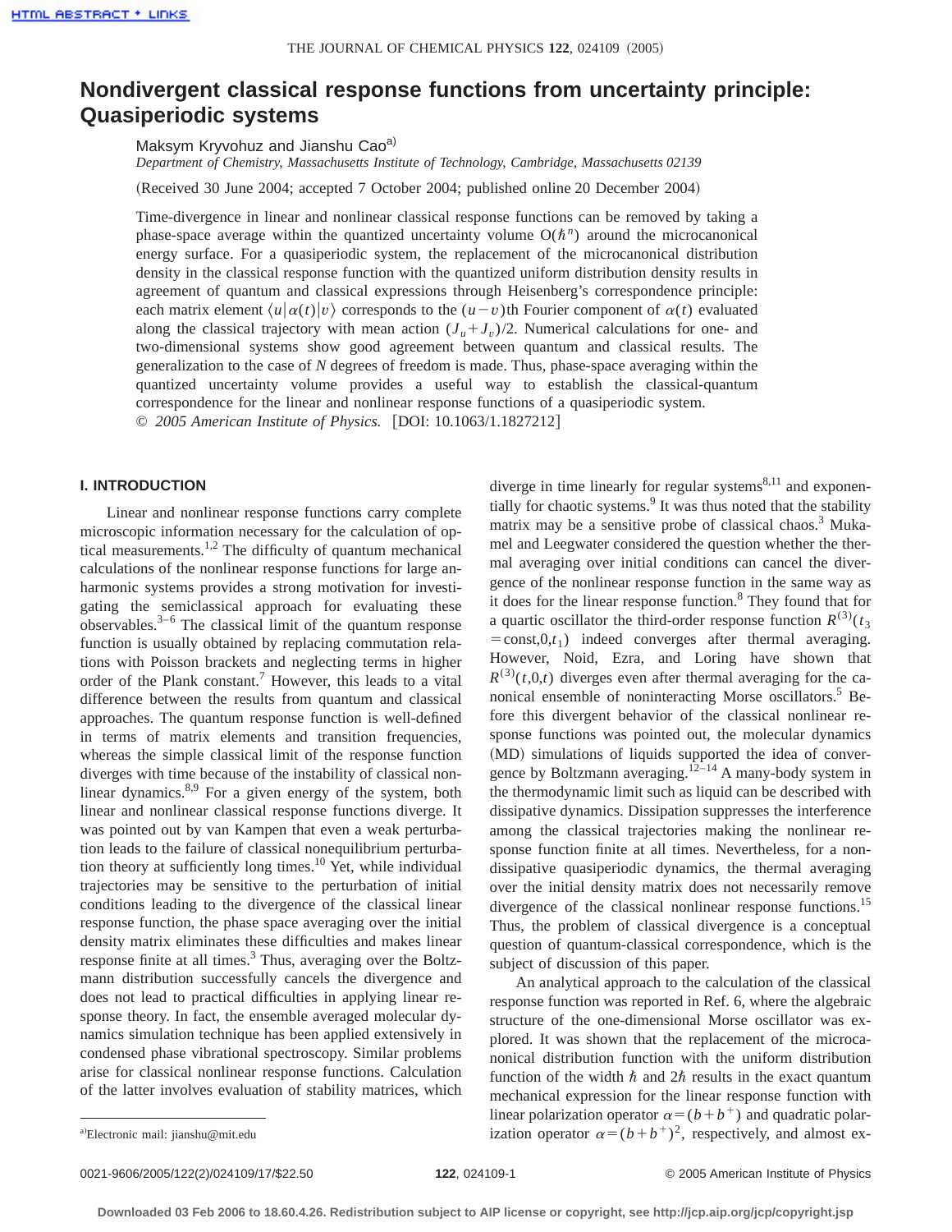# Nondivergent classical response functions from uncertainty principle: Quasiperiodic systems

Maksym Kryvohuz and Jianshu Cao[a]

*Department of Chemistry, Massachusetts Institute of Technology, Cambridge, Massachusetts 02139*

(Received 30 June 2004; accepted 7 October 2004; published online 20 December 2004)

Time-divergence in linear and nonlinear classical response functions can be removed by taking a phase-space average within the quantized uncertainty volume $O(\hbar^n)$ around the microcanonical energy surface. For a quasiperiodic system, the replacement of the microcanonical distribution density in the classical response function with the quantized uniform distribution density results in agreement of quantum and classical expressions through Heisenberg's correspondence principle: each matrix element $\langle u|\alpha(t)|v\rangle$ corresponds to the $(u-v)$th Fourier component of $\alpha(t)$ evaluated along the classical trajectory with mean action $(J_u+J_v)/2$. Numerical calculations for one- and two-dimensional systems show good agreement between quantum and classical results. The generalization to the case of $N$ degrees of freedom is made. Thus, phase-space averaging within the quantized uncertainty volume provides a useful way to establish the classical-quantum correspondence for the linear and nonlinear response functions of a quasiperiodic system. © *2005 American Institute of Physics.* [DOI: 10.1063/1.1827212]

## I. INTRODUCTION

Linear and nonlinear response functions carry complete microscopic information necessary for the calculation of optical measurements.[1,2] The difficulty of quantum mechanical calculations of the nonlinear response functions for large anharmonic systems provides a strong motivation for investigating the semiclassical approach for evaluating these observables.[3–6] The classical limit of the quantum response function is usually obtained by replacing commutation relations with Poisson brackets and neglecting terms in higher order of the Plank constant.[7] However, this leads to a vital difference between the results from quantum and classical approaches. The quantum response function is well-defined in terms of matrix elements and transition frequencies, whereas the simple classical limit of the response function diverges with time because of the instability of classical nonlinear dynamics.[8,9] For a given energy of the system, both linear and nonlinear classical response functions diverge. It was pointed out by van Kampen that even a weak perturbation leads to the failure of classical nonequilibrium perturbation theory at sufficiently long times.[10] Yet, while individual trajectories may be sensitive to the perturbation of initial conditions leading to the divergence of the classical linear response function, the phase space averaging over the initial density matrix eliminates these difficulties and makes linear response finite at all times.[3] Thus, averaging over the Boltzmann distribution successfully cancels the divergence and does not lead to practical difficulties in applying linear response theory. In fact, the ensemble averaged molecular dynamics simulation technique has been applied extensively in condensed phase vibrational spectroscopy. Similar problems arise for classical nonlinear response functions. Calculation of the latter involves evaluation of stability matrices, which diverge in time linearly for regular systems[8,11] and exponentially for chaotic systems.[9] It was thus noted that the stability matrix may be a sensitive probe of classical chaos.[3] Mukamel and Leegwater considered the question whether the thermal averaging over initial conditions can cancel the divergence of the nonlinear response function in the same way as it does for the linear response function.[8] They found that for a quartic oscillator the third-order response function $R^{(3)}(t_3=\text{const},0,t_1)$ indeed converges after thermal averaging. However, Noid, Ezra, and Loring have shown that $R^{(3)}(t,0,t)$ diverges even after thermal averaging for the canonical ensemble of noninteracting Morse oscillators.[5] Before this divergent behavior of the classical nonlinear response functions was pointed out, the molecular dynamics (MD) simulations of liquids supported the idea of convergence by Boltzmann averaging.[12–14] A many-body system in the thermodynamic limit such as liquid can be described with dissipative dynamics. Dissipation suppresses the interference among the classical trajectories making the nonlinear response function finite at all times. Nevertheless, for a nondissipative quasiperiodic dynamics, the thermal averaging over the initial density matrix does not necessarily remove divergence of the classical nonlinear response functions.[15] Thus, the problem of classical divergence is a conceptual question of quantum-classical correspondence, which is the subject of discussion of this paper.

An analytical approach to the calculation of the classical response function was reported in Ref. 6, where the algebraic structure of the one-dimensional Morse oscillator was explored. It was shown that the replacement of the microcanonical distribution function with the uniform distribution function of the width $\hbar$ and $2\hbar$ results in the exact quantum mechanical expression for the linear response function with linear polarization operator $\alpha=(b+b^{+})$ and quadratic polarization operator $\alpha=(b+b^{+})^2$, respectively, and almost ex-

[a]Electronic mail: jianshu@mit.edu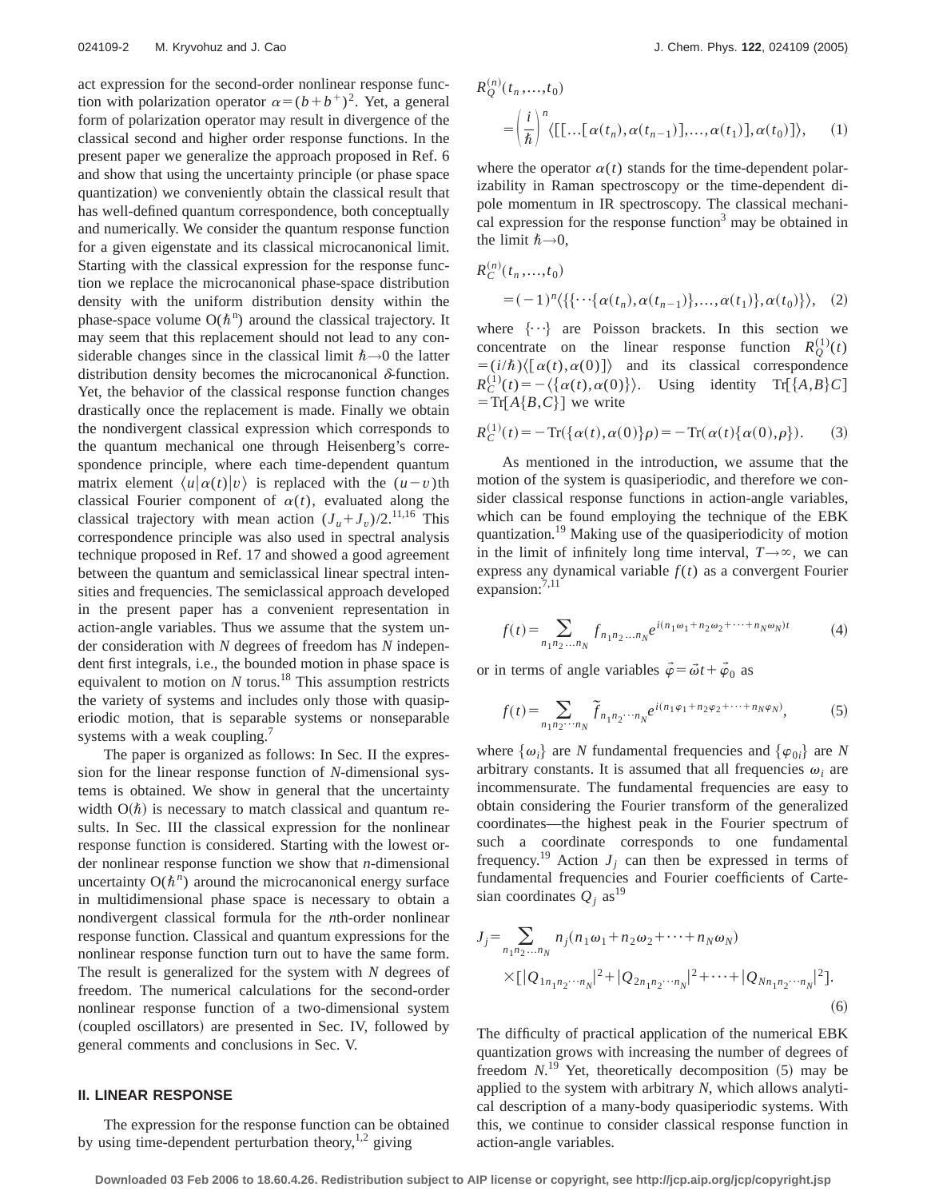act expression for the second-order nonlinear response function with polarization operator $\alpha=(b+b^{+})^2$. Yet, a general form of polarization operator may result in divergence of the classical second and higher order response functions. In the present paper we generalize the approach proposed in Ref. 6 and show that using the uncertainty principle (or phase space quantization) we conveniently obtain the classical result that has well-defined quantum correspondence, both conceptually and numerically. We consider the quantum response function for a given eigenstate and its classical microcanonical limit. Starting with the classical expression for the response function we replace the microcanonical phase-space distribution density with the uniform distribution density within the phase-space volume $O(\hbar^n)$ around the classical trajectory. It may seem that this replacement should not lead to any considerable changes since in the classical limit $\hbar\to 0$ the latter distribution density becomes the microcanonical $\delta$-function. Yet, the behavior of the classical response function changes drastically once the replacement is made. Finally we obtain the nondivergent classical expression which corresponds to the quantum mechanical one through Heisenberg's correspondence principle, where each time-dependent quantum matrix element $\langle u|\alpha(t)|v\rangle$ is replaced with the $(u-v)$th classical Fourier component of $\alpha(t)$, evaluated along the classical trajectory with mean action $(J_u+J_v)/2$.[11,16] This correspondence principle was also used in spectral analysis technique proposed in Ref. 17 and showed a good agreement between the quantum and semiclassical linear spectral intensities and frequencies. The semiclassical approach developed in the present paper has a convenient representation in action-angle variables. Thus we assume that the system under consideration with $N$ degrees of freedom has $N$ independent first integrals, i.e., the bounded motion in phase space is equivalent to motion on $N$ torus.[18] This assumption restricts the variety of systems and includes only those with quasiperiodic motion, that is separable systems or nonseparable systems with a weak coupling.[7]

The paper is organized as follows: In Sec. II the expression for the linear response function of $N$-dimensional systems is obtained. We show in general that the uncertainty width $O(\hbar)$ is necessary to match classical and quantum results. In Sec. III the classical expression for the nonlinear response function is considered. Starting with the lowest order nonlinear response function we show that $n$-dimensional uncertainty $O(\hbar^n)$ around the microcanonical energy surface in multidimensional phase space is necessary to obtain a nondivergent classical formula for the $n$th-order nonlinear response function. Classical and quantum expressions for the nonlinear response function turn out to have the same form. The result is generalized for the system with $N$ degrees of freedom. The numerical calculations for the second-order nonlinear response function of a two-dimensional system (coupled oscillators) are presented in Sec. IV, followed by general comments and conclusions in Sec. V.

## II. LINEAR RESPONSE

The expression for the response function can be obtained by using time-dependent perturbation theory,[1,2] giving

$$R_Q^{(n)}(t_n,\ldots,t_0)=\left(\frac{i}{\hbar}\right)^n\langle[[\ldots[\alpha(t_n),\alpha(t_{n-1})],\ldots,\alpha(t_1)],\alpha(t_0)]\rangle, \tag{1}$$

where the operator $\alpha(t)$ stands for the time-dependent polarizability in Raman spectroscopy or the time-dependent dipole momentum in IR spectroscopy. The classical mechanical expression for the response function[3] may be obtained in the limit $\hbar\to 0$,

$$R_C^{(n)}(t_n,\ldots,t_0)=(-1)^n\langle\{\{\cdots\{\alpha(t_n),\alpha(t_{n-1})\},\ldots,\alpha(t_1)\},\alpha(t_0)\}\rangle, \tag{2}$$

where $\{\cdots\}$ are Poisson brackets. In this section we concentrate on the linear response function $R_Q^{(1)}(t)=(i/\hbar)\langle[\alpha(t),\alpha(0)]\rangle$ and its classical correspondence $R_C^{(1)}(t)=-\langle\{\alpha(t),\alpha(0)\}\rangle$. Using identity $\mathrm{Tr}[\{A,B\}C]=\mathrm{Tr}[A\{B,C\}]$ we write

$$R_C^{(1)}(t)=-\mathrm{Tr}(\{\alpha(t),\alpha(0)\}\rho)=-\mathrm{Tr}(\alpha(t)\{\alpha(0),\rho\}). \tag{3}$$

As mentioned in the introduction, we assume that the motion of the system is quasiperiodic, and therefore we consider classical response functions in action-angle variables, which can be found employing the technique of the EBK quantization.[19] Making use of the quasiperiodicity of motion in the limit of infinitely long time interval, $T\to\infty$, we can express any dynamical variable $f(t)$ as a convergent Fourier expansion:[7,11]

$$f(t)=\sum_{n_1n_2\ldots n_N}f_{n_1n_2\ldots n_N}e^{i(n_1\omega_1+n_2\omega_2+\cdots+n_N\omega_N)t} \tag{4}$$

or in terms of angle variables $\vec{\varphi}=\vec{\omega}t+\vec{\varphi}_0$ as

$$f(t)=\sum_{n_1n_2\cdots n_N}\tilde{f}_{n_1n_2\cdots n_N}e^{i(n_1\varphi_1+n_2\varphi_2+\cdots+n_N\varphi_N)}, \tag{5}$$

where $\{\omega_i\}$ are $N$ fundamental frequencies and $\{\varphi_{0i}\}$ are $N$ arbitrary constants. It is assumed that all frequencies $\omega_i$ are incommensurate. The fundamental frequencies are easy to obtain considering the Fourier transform of the generalized coordinates—the highest peak in the Fourier spectrum of such a coordinate corresponds to one fundamental frequency.[19] Action $J_j$ can then be expressed in terms of fundamental frequencies and Fourier coefficients of Cartesian coordinates $Q_j$ as[19]

$$J_j=\sum_{n_1n_2\cdots n_N}n_j(n_1\omega_1+n_2\omega_2+\cdots+n_N\omega_N)\times[|Q_{1n_1n_2\cdots n_N}|^2+|Q_{2n_1n_2\cdots n_N}|^2+\cdots+|Q_{Nn_1n_2\cdots n_N}|^2]. \tag{6}$$

The difficulty of practical application of the numerical EBK quantization grows with increasing the number of degrees of freedom $N$.[19] Yet, theoretically decomposition (5) may be applied to the system with arbitrary $N$, which allows analytical description of a many-body quasiperiodic systems. With this, we continue to consider classical response function in action-angle variables.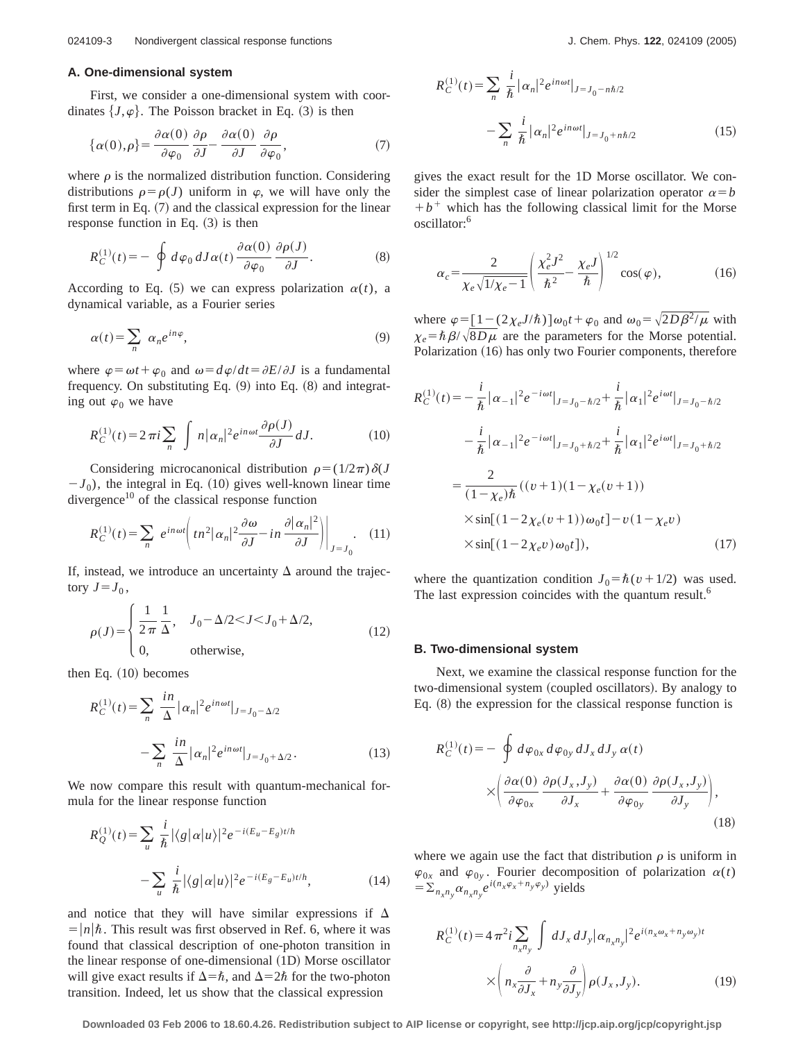### A. One-dimensional system

First, we consider a one-dimensional system with coordinates $\{J,\varphi\}$. The Poisson bracket in Eq. (3) is then

$$\{\alpha(0),\rho\} = \frac{\partial\alpha(0)}{\partial\varphi_0}\frac{\partial\rho}{\partial J} - \frac{\partial\alpha(0)}{\partial J}\frac{\partial\rho}{\partial\varphi_0}, \tag{7}$$

where $\rho$ is the normalized distribution function. Considering distributions $\rho=\rho(J)$ uniform in $\varphi$, we will have only the first term in Eq. (7) and the classical expression for the linear response function in Eq. (3) is then

$$R_C^{(1)}(t) = -\oint d\varphi_0\, dJ\, \alpha(t)\frac{\partial\alpha(0)}{\partial\varphi_0}\frac{\partial\rho(J)}{\partial J}. \tag{8}$$

According to Eq. (5) we can express polarization $\alpha(t)$, a dynamical variable, as a Fourier series

$$\alpha(t) = \sum_n \alpha_n e^{in\varphi}, \tag{9}$$

where $\varphi=\omega t+\varphi_0$ and $\omega=d\varphi/dt=\partial E/\partial J$ is a fundamental frequency. On substituting Eq. (9) into Eq. (8) and integrating out $\varphi_0$ we have

$$R_C^{(1)}(t) = 2\pi i \sum_n \int n|\alpha_n|^2 e^{in\omega t}\frac{\partial\rho(J)}{\partial J}dJ. \tag{10}$$

Considering microcanonical distribution $\rho=(1/2\pi)\delta(J-J_0)$, the integral in Eq. (10) gives well-known linear time divergence[10] of the classical response function

$$R_C^{(1)}(t) = \sum_n e^{in\omega t}\left(tn^2|\alpha_n|^2\frac{\partial\omega}{\partial J} - in\frac{\partial|\alpha_n|^2}{\partial J}\right)\bigg|_{J=J_0}. \tag{11}$$

If, instead, we introduce an uncertainty $\Delta$ around the trajectory $J=J_0$,

$$\rho(J) = \begin{cases} \dfrac{1}{2\pi}\dfrac{1}{\Delta}, & J_0-\Delta/2<J<J_0+\Delta/2, \\ 0, & \text{otherwise,} \end{cases} \tag{12}$$

then Eq. (10) becomes

$$R_C^{(1)}(t) = \sum_n \frac{in}{\Delta}|\alpha_n|^2 e^{in\omega t}\big|_{J=J_0-\Delta/2} - \sum_n \frac{in}{\Delta}|\alpha_n|^2 e^{in\omega t}\big|_{J=J_0+\Delta/2}. \tag{13}$$

We now compare this result with quantum-mechanical formula for the linear response function

$$R_Q^{(1)}(t) = \sum_u \frac{i}{\hbar}|\langle g|\alpha|u\rangle|^2 e^{-i(E_u-E_g)t/\hbar} - \sum_u \frac{i}{\hbar}|\langle g|\alpha|u\rangle|^2 e^{-i(E_g-E_u)t/\hbar}, \tag{14}$$

and notice that they will have similar expressions if $\Delta=|n|\hbar$. This result was first observed in Ref. 6, where it was found that classical description of one-photon transition in the linear response of one-dimensional (1D) Morse oscillator will give exact results if $\Delta=\hbar$, and $\Delta=2\hbar$ for the two-photon transition. Indeed, let us show that the classical expression

$$R_C^{(1)}(t) = \sum_n \frac{i}{\hbar}|\alpha_n|^2 e^{in\omega t}\big|_{J=J_0-n\hbar/2} - \sum_n \frac{i}{\hbar}|\alpha_n|^2 e^{in\omega t}\big|_{J=J_0+n\hbar/2} \tag{15}$$

gives the exact result for the 1D Morse oscillator. We consider the simplest case of linear polarization operator $\alpha=b+b^+$ which has the following classical limit for the Morse oscillator:[6]

$$\alpha_c = \frac{2}{\chi_e\sqrt{1/\chi_e-1}}\left(\frac{\chi_e^2 J^2}{\hbar^2} - \frac{\chi_e J}{\hbar}\right)^{1/2}\cos(\varphi), \tag{16}$$

where $\varphi=[1-(2\chi_e J/\hbar)]\omega_0 t+\varphi_0$ and $\omega_0=\sqrt{2D\beta^2/\mu}$ with $\chi_e=\hbar\beta/\sqrt{8D\mu}$ are the parameters for the Morse potential. Polarization (16) has only two Fourier components, therefore

$$\begin{aligned}
R_C^{(1)}(t) &= -\frac{i}{\hbar}|\alpha_{-1}|^2 e^{-i\omega t}\big|_{J=J_0-\hbar/2} + \frac{i}{\hbar}|\alpha_1|^2 e^{i\omega t}\big|_{J=J_0-\hbar/2} \\
&\quad - \frac{i}{\hbar}|\alpha_{-1}|^2 e^{-i\omega t}\big|_{J=J_0+\hbar/2} + \frac{i}{\hbar}|\alpha_1|^2 e^{i\omega t}\big|_{J=J_0+\hbar/2} \\
&= \frac{2}{(1-\chi_e)\hbar}\big((v+1)(1-\chi_e(v+1)) \\
&\quad \times \sin[(1-2\chi_e(v+1))\omega_0 t] - v(1-\chi_e v) \\
&\quad \times \sin[(1-2\chi_e v)\omega_0 t]\big),
\end{aligned} \tag{17}$$

where the quantization condition $J_0=\hbar(v+1/2)$ was used. The last expression coincides with the quantum result.[6]

### B. Two-dimensional system

Next, we examine the classical response function for the two-dimensional system (coupled oscillators). By analogy to Eq. (8) the expression for the classical response function is

$$R_C^{(1)}(t) = -\oint d\varphi_{0x}\, d\varphi_{0y}\, dJ_x\, dJ_y\, \alpha(t) \times \left(\frac{\partial\alpha(0)}{\partial\varphi_{0x}}\frac{\partial\rho(J_x,J_y)}{\partial J_x} + \frac{\partial\alpha(0)}{\partial\varphi_{0y}}\frac{\partial\rho(J_x,J_y)}{\partial J_y}\right), \tag{18}$$

where we again use the fact that distribution $\rho$ is uniform in $\varphi_{0x}$ and $\varphi_{0y}$. Fourier decomposition of polarization $\alpha(t)=\sum_{n_x n_y}\alpha_{n_x n_y}e^{i(n_x\varphi_x+n_y\varphi_y)}$ yields

$$R_C^{(1)}(t) = 4\pi^2 i\sum_{n_x n_y}\int dJ_x\, dJ_y |\alpha_{n_x n_y}|^2 e^{i(n_x\omega_x+n_y\omega_y)t} \times \left(n_x\frac{\partial}{\partial J_x} + n_y\frac{\partial}{\partial J_y}\right)\rho(J_x,J_y). \tag{19}$$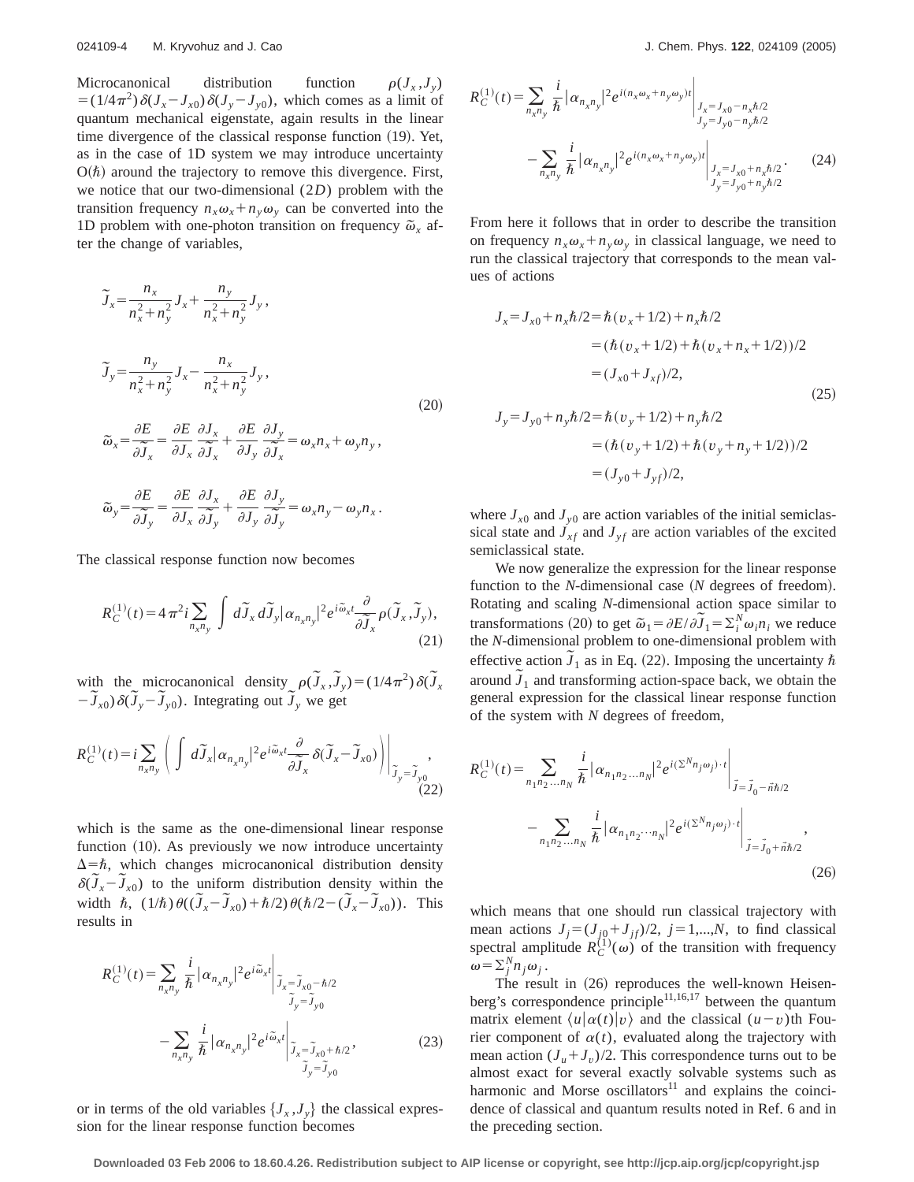Microcanonical distribution function $\rho(J_x,J_y) = (1/4\pi^2)\delta(J_x - J_{x0})\delta(J_y - J_{y0})$, which comes as a limit of quantum mechanical eigenstate, again results in the linear time divergence of the classical response function (19). Yet, as in the case of 1D system we may introduce uncertainty $O(\hbar)$ around the trajectory to remove this divergence. First, we notice that our two-dimensional $(2D)$ problem with the transition frequency $n_x\omega_x + n_y\omega_y$ can be converted into the 1D problem with one-photon transition on frequency $\tilde{\omega}_x$ after the change of variables,

$$
\begin{aligned}
\tilde{J}_x &= \frac{n_x}{n_x^2+n_y^2} J_x + \frac{n_y}{n_x^2+n_y^2} J_y, \\
\tilde{J}_y &= \frac{n_y}{n_x^2+n_y^2} J_x - \frac{n_x}{n_x^2+n_y^2} J_y, \\
\tilde{\omega}_x &= \frac{\partial E}{\partial \tilde{J}_x} = \frac{\partial E}{\partial J_x}\frac{\partial J_x}{\partial \tilde{J}_x} + \frac{\partial E}{\partial J_y}\frac{\partial J_y}{\partial \tilde{J}_x} = \omega_x n_x + \omega_y n_y, \\
\tilde{\omega}_y &= \frac{\partial E}{\partial \tilde{J}_y} = \frac{\partial E}{\partial J_x}\frac{\partial J_x}{\partial \tilde{J}_y} + \frac{\partial E}{\partial J_y}\frac{\partial J_y}{\partial \tilde{J}_y} = \omega_x n_y - \omega_y n_x .
\end{aligned}
\tag{20}
$$

The classical response function now becomes

$$
R_C^{(1)}(t) = 4\pi^2 i \sum_{n_x n_y} \int d\tilde{J}_x\, d\tilde{J}_y |\alpha_{n_x n_y}|^2 e^{i\tilde{\omega}_x t} \frac{\partial}{\partial \tilde{J}_x}\rho(\tilde{J}_x,\tilde{J}_y),
\tag{21}
$$

with the microcanonical density $\rho(\tilde{J}_x,\tilde{J}_y) = (1/4\pi^2)\delta(\tilde{J}_x - \tilde{J}_{x0})\delta(\tilde{J}_y - \tilde{J}_{y0})$. Integrating out $\tilde{J}_y$ we get

$$
R_C^{(1)}(t) = i \sum_{n_x n_y} \left( \int d\tilde{J}_x |\alpha_{n_x n_y}|^2 e^{i\tilde{\omega}_x t} \frac{\partial}{\partial \tilde{J}_x}\delta(\tilde{J}_x - \tilde{J}_{x0}) \right)\Bigg|_{\tilde{J}_y = \tilde{J}_{y0}},
\tag{22}
$$

which is the same as the one-dimensional linear response function (10). As previously we now introduce uncertainty $\Delta = \hbar$, which changes microcanonical distribution density $\delta(\tilde{J}_x - \tilde{J}_{x0})$ to the uniform distribution density within the width $\hbar$, $(1/\hbar)\theta((\tilde{J}_x - \tilde{J}_{x0}) + \hbar/2)\theta(\hbar/2 - (\tilde{J}_x - \tilde{J}_{x0}))$. This results in

$$
R_C^{(1)}(t) = \sum_{n_x n_y} \frac{i}{\hbar} |\alpha_{n_x n_y}|^2 e^{i\tilde{\omega}_x t}\Bigg|_{\substack{\tilde{J}_x = \tilde{J}_{x0} - \hbar/2 \\ \tilde{J}_y = \tilde{J}_{y0}}} - \sum_{n_x n_y} \frac{i}{\hbar} |\alpha_{n_x n_y}|^2 e^{i\tilde{\omega}_x t}\Bigg|_{\substack{\tilde{J}_x = \tilde{J}_{x0} + \hbar/2 \\ \tilde{J}_y = \tilde{J}_{y0}}},
\tag{23}
$$

or in terms of the old variables $\{J_x, J_y\}$ the classical expression for the linear response function becomes

$$
R_C^{(1)}(t) = \sum_{n_x n_y} \frac{i}{\hbar} |\alpha_{n_x n_y}|^2 e^{i(n_x\omega_x + n_y\omega_y)t}\Bigg|_{\substack{J_x = J_{x0} - n_x\hbar/2 \\ J_y = J_{y0} - n_y\hbar/2}} - \sum_{n_x n_y} \frac{i}{\hbar} |\alpha_{n_x n_y}|^2 e^{i(n_x\omega_x + n_y\omega_y)t}\Bigg|_{\substack{J_x = J_{x0} + n_x\hbar/2 \\ J_y = J_{y0} + n_y\hbar/2}}.
\tag{24}
$$

From here it follows that in order to describe the transition on frequency $n_x\omega_x + n_y\omega_y$ in classical language, we need to run the classical trajectory that corresponds to the mean values of actions

$$
\begin{aligned}
J_x &= J_{x0} + n_x\hbar/2 = \hbar(v_x + 1/2) + n_x\hbar/2 \\
&= (\hbar(v_x + 1/2) + \hbar(v_x + n_x + 1/2))/2 \\
&= (J_{x0} + J_{xf})/2, \\
J_y &= J_{y0} + n_y\hbar/2 = \hbar(v_y + 1/2) + n_y\hbar/2 \\
&= (\hbar(v_y + 1/2) + \hbar(v_y + n_y + 1/2))/2 \\
&= (J_{y0} + J_{yf})/2,
\end{aligned}
\tag{25}
$$

where $J_{x0}$ and $J_{y0}$ are action variables of the initial semiclassical state and $J_{xf}$ and $J_{yf}$ are action variables of the excited semiclassical state.

We now generalize the expression for the linear response function to the $N$-dimensional case ($N$ degrees of freedom). Rotating and scaling $N$-dimensional action space similar to transformations (20) to get $\tilde{\omega}_1 = \partial E/\partial \tilde{J}_1 = \Sigma_i^N \omega_i n_i$ we reduce the $N$-dimensional problem to one-dimensional problem with effective action $\tilde{J}_1$ as in Eq. (22). Imposing the uncertainty $\hbar$ around $\tilde{J}_1$ and transforming action-space back, we obtain the general expression for the classical linear response function of the system with $N$ degrees of freedom,

$$
R_C^{(1)}(t) = \sum_{n_1 n_2 \ldots n_N} \frac{i}{\hbar} |\alpha_{n_1 n_2 \ldots n_N}|^2 e^{i(\Sigma^N n_j\omega_j)\cdot t}\Bigg|_{\vec{J} = \vec{J}_0 - \vec{n}\hbar/2} - \sum_{n_1 n_2 \ldots n_N} \frac{i}{\hbar} |\alpha_{n_1 n_2 \cdots n_N}|^2 e^{i(\Sigma^N n_j\omega_j)\cdot t}\Bigg|_{\vec{J} = \vec{J}_0 + \vec{n}\hbar/2},
\tag{26}
$$

which means that one should run classical trajectory with mean actions $J_j = (J_{j0} + J_{jf})/2$, $j = 1,\ldots,N$, to find classical spectral amplitude $R_C^{(1)}(\omega)$ of the transition with frequency $\omega = \Sigma_j^N n_j\omega_j$.

The result in (26) reproduces the well-known Heisenberg's correspondence principle[11,16,17] between the quantum matrix element $\langle u|\alpha(t)|v\rangle$ and the classical $(u-v)$th Fourier component of $\alpha(t)$, evaluated along the trajectory with mean action $(J_u + J_v)/2$. This correspondence turns out to be almost exact for several exactly solvable systems such as harmonic and Morse oscillators[11] and explains the coincidence of classical and quantum results noted in Ref. 6 and in the preceding section.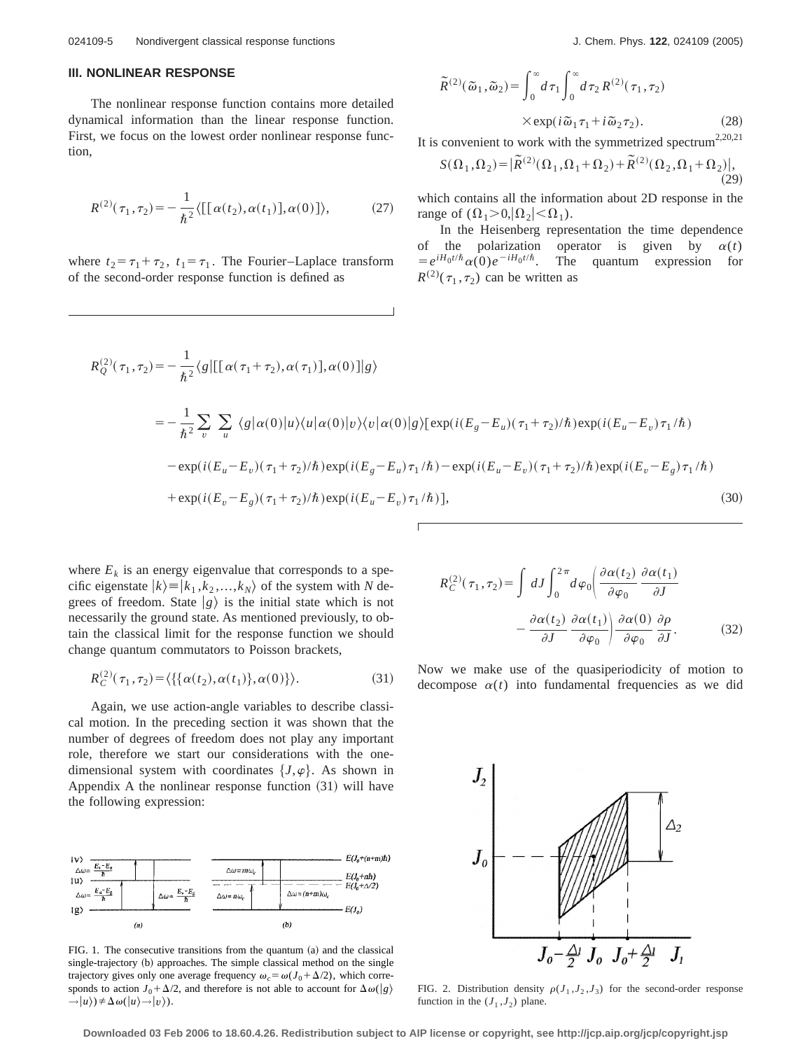## III. NONLINEAR RESPONSE

The nonlinear response function contains more detailed dynamical information than the linear response function. First, we focus on the lowest order nonlinear response function,

$$R^{(2)}(\tau_1,\tau_2) = -\frac{1}{\hbar^2}\langle [[\alpha(t_2),\alpha(t_1)],\alpha(0)]\rangle, \tag{27}$$

where $t_2=\tau_1+\tau_2$, $t_1=\tau_1$. The Fourier–Laplace transform of the second-order response function is defined as

$$\tilde{R}^{(2)}(\tilde{\omega}_1,\tilde{\omega}_2) = \int_0^\infty d\tau_1 \int_0^\infty d\tau_2\, R^{(2)}(\tau_1,\tau_2) \times \exp(i\tilde{\omega}_1\tau_1 + i\tilde{\omega}_2\tau_2). \tag{28}$$

It is convenient to work with the symmetrized spectrum[2,20,21]

$$S(\Omega_1,\Omega_2) = |\tilde{R}^{(2)}(\Omega_1,\Omega_1+\Omega_2) + \tilde{R}^{(2)}(\Omega_2,\Omega_1+\Omega_2)|, \tag{29}$$

which contains all the information about 2D response in the range of $(\Omega_1>0, |\Omega_2|<\Omega_1)$.

In the Heisenberg representation the time dependence of the polarization operator is given by $\alpha(t) = e^{iH_0t/\hbar}\alpha(0)e^{-iH_0t/\hbar}$. The quantum expression for $R^{(2)}(\tau_1,\tau_2)$ can be written as

$$\begin{aligned}
R_Q^{(2)}(\tau_1,\tau_2) &= -\frac{1}{\hbar^2}\langle g|[[\alpha(\tau_1+\tau_2),\alpha(\tau_1)],\alpha(0)]|g\rangle \\
&= -\frac{1}{\hbar^2}\sum_v\sum_u \langle g|\alpha(0)|u\rangle\langle u|\alpha(0)|v\rangle\langle v|\alpha(0)|g\rangle[\exp(i(E_g-E_u)(\tau_1+\tau_2)/\hbar)\exp(i(E_u-E_v)\tau_1/\hbar) \\
&\quad -\exp(i(E_u-E_v)(\tau_1+\tau_2)/\hbar)\exp(i(E_g-E_u)\tau_1/\hbar) - \exp(i(E_u-E_v)(\tau_1+\tau_2)/\hbar)\exp(i(E_v-E_g)\tau_1/\hbar) \\
&\quad +\exp(i(E_v-E_g)(\tau_1+\tau_2)/\hbar)\exp(i(E_u-E_v)\tau_1/\hbar)],
\end{aligned} \tag{30}$$

where $E_k$ is an energy eigenvalue that corresponds to a specific eigenstate $|k\rangle \equiv |k_1,k_2,\ldots,k_N\rangle$ of the system with $N$ degrees of freedom. State $|g\rangle$ is the initial state which is not necessarily the ground state. As mentioned previously, to obtain the classical limit for the response function we should change quantum commutators to Poisson brackets,

$$R_C^{(2)}(\tau_1,\tau_2) = \langle \{\{\alpha(t_2),\alpha(t_1)\},\alpha(0)\}\rangle. \tag{31}$$

Again, we use action-angle variables to describe classical motion. In the preceding section it was shown that the number of degrees of freedom does not play any important role, therefore we start our considerations with the one-dimensional system with coordinates $\{J,\varphi\}$. As shown in Appendix A the nonlinear response function (31) will have the following expression:

$$R_C^{(2)}(\tau_1,\tau_2) = \int dJ \int_0^{2\pi} d\varphi_0 \left(\frac{\partial\alpha(t_2)}{\partial\varphi_0}\frac{\partial\alpha(t_1)}{\partial J} - \frac{\partial\alpha(t_2)}{\partial J}\frac{\partial\alpha(t_1)}{\partial\varphi_0}\right)\frac{\partial\alpha(0)}{\partial\varphi_0}\frac{\partial\rho}{\partial J}. \tag{32}$$

Now we make use of the quasiperiodicity of motion to decompose $\alpha(t)$ into fundamental frequencies as we did

FIG. 1. The consecutive transitions from the quantum (a) and the classical single-trajectory (b) approaches. The simple classical method on the single trajectory gives only one average frequency $\omega_c=\omega(J_0+\Delta/2)$, which corresponds to action $J_0+\Delta/2$, and therefore is not able to account for $\Delta\omega(|g\rangle\rightarrow|u\rangle)\neq\Delta\omega(|u\rangle\rightarrow|v\rangle)$.

FIG. 2. Distribution density $\rho(J_1,J_2,J_3)$ for the second-order response function in the $(J_1,J_2)$ plane.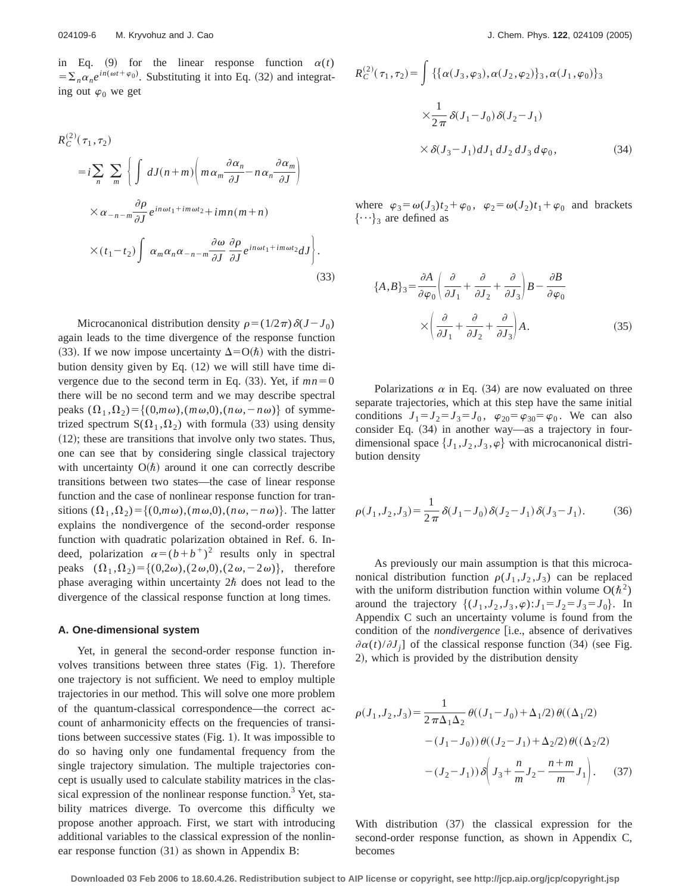in Eq. (9) for the linear response function $\alpha(t) = \sum_n \alpha_n e^{in(\omega t + \varphi_0)}$. Substituting it into Eq. (32) and integrating out $\varphi_0$ we get

$$
\begin{aligned}
R_C^{(2)}(\tau_1,\tau_2) &= i\sum_n \sum_m \left\{ \int dJ(n+m)\left( m\alpha_m \frac{\partial \alpha_n}{\partial J} - n\alpha_n \frac{\partial \alpha_m}{\partial J}\right) \right. \\
&\quad \times \alpha_{-n-m}\frac{\partial \rho}{\partial J} e^{in\omega t_1 + im\omega t_2} + imn(m+n) \\
&\quad \left. \times (t_1 - t_2)\int \alpha_m \alpha_n \alpha_{-n-m} \frac{\partial \omega}{\partial J}\,\frac{\partial \rho}{\partial J} e^{in\omega t_1 + im\omega t_2} dJ \right\}.
\end{aligned}
\tag{33}
$$

Microcanonical distribution density $\rho=(1/2\pi)\delta(J-J_0)$ again leads to the time divergence of the response function (33). If we now impose uncertainty $\Delta = O(\hbar)$ with the distribution density given by Eq. (12) we will still have time divergence due to the second term in Eq. (33). Yet, if $mn=0$ there will be no second term and we may describe spectral peaks $(\Omega_1,\Omega_2)=\{(0,m\omega),(m\omega,0),(n\omega,-n\omega)\}$ of symmetrized spectrum $S(\Omega_1,\Omega_2)$ with formula (33) using density (12); these are transitions that involve only two states. Thus, one can see that by considering single classical trajectory with uncertainty $O(\hbar)$ around it one can correctly describe transitions between two states—the case of linear response function and the case of nonlinear response function for transitions $(\Omega_1,\Omega_2)=\{(0,m\omega),(m\omega,0),(n\omega,-n\omega)\}$. The latter explains the nondivergence of the second-order response function with quadratic polarization obtained in Ref. 6. Indeed, polarization $\alpha=(b+b^+)^2$ results only in spectral peaks $(\Omega_1,\Omega_2)=\{(0,2\omega),(2\omega,0),(2\omega,-2\omega)\}$, therefore phase averaging within uncertainty $2\hbar$ does not lead to the divergence of the classical response function at long times.

### A. One-dimensional system

Yet, in general the second-order response function involves transitions between three states (Fig. 1). Therefore one trajectory is not sufficient. We need to employ multiple trajectories in our method. This will solve one more problem of the quantum-classical correspondence—the correct account of anharmonicity effects on the frequencies of transitions between successive states (Fig. 1). It was impossible to do so having only one fundamental frequency from the single trajectory simulation. The multiple trajectories concept is usually used to calculate stability matrices in the classical expression of the nonlinear response function.[3] Yet, stability matrices diverge. To overcome this difficulty we propose another approach. First, we start with introducing additional variables to the classical expression of the nonlinear response function (31) as shown in Appendix B:

$$
\begin{aligned}
R_C^{(2)}(\tau_1,\tau_2) &= \int \{\{\alpha(J_3,\varphi_3),\alpha(J_2,\varphi_2)\}_3,\alpha(J_1,\varphi_0)\}_3 \\
&\quad \times \frac{1}{2\pi}\delta(J_1-J_0)\delta(J_2-J_1) \\
&\quad \times \delta(J_3-J_1)dJ_1\,dJ_2\,dJ_3\,d\varphi_0,
\end{aligned}
\tag{34}
$$

where $\varphi_3=\omega(J_3)t_2+\varphi_0$, $\varphi_2=\omega(J_2)t_1+\varphi_0$ and brackets $\{\cdots\}_3$ are defined as

$$
\begin{aligned}
\{A,B\}_3 &= \frac{\partial A}{\partial \varphi_0}\left(\frac{\partial}{\partial J_1}+\frac{\partial}{\partial J_2}+\frac{\partial}{\partial J_3}\right)B - \frac{\partial B}{\partial \varphi_0} \\
&\quad \times \left(\frac{\partial}{\partial J_1}+\frac{\partial}{\partial J_2}+\frac{\partial}{\partial J_3}\right)A.
\end{aligned}
\tag{35}
$$

Polarizations $\alpha$ in Eq. (34) are now evaluated on three separate trajectories, which at this step have the same initial conditions $J_1=J_2=J_3=J_0$, $\varphi_{20}=\varphi_{30}=\varphi_0$. We can also consider Eq. (34) in another way—as a trajectory in four-dimensional space $\{J_1,J_2,J_3,\varphi\}$ with microcanonical distribution density

$$
\rho(J_1,J_2,J_3)=\frac{1}{2\pi}\delta(J_1-J_0)\delta(J_2-J_1)\delta(J_3-J_1). \tag{36}
$$

As previously our main assumption is that this microcanonical distribution function $\rho(J_1,J_2,J_3)$ can be replaced with the uniform distribution function within volume $O(\hbar^2)$ around the trajectory $\{(J_1,J_2,J_3,\varphi):J_1=J_2=J_3=J_0\}$. In Appendix C such an uncertainty volume is found from the condition of the *nondivergence* [i.e., absence of derivatives $\partial\alpha(t)/\partial J_j$] of the classical response function (34) (see Fig. 2), which is provided by the distribution density

$$
\begin{aligned}
\rho(J_1,J_2,J_3) &= \frac{1}{2\pi\Delta_1\Delta_2}\theta((J_1-J_0)+\Delta_1/2)\theta((\Delta_1/2) \\
&\quad -(J_1-J_0))\theta((J_2-J_1)+\Delta_2/2)\theta((\Delta_2/2) \\
&\quad -(J_2-J_1))\delta\!\left(J_3+\frac{n}{m}J_2-\frac{n+m}{m}J_1\right).
\end{aligned}
\tag{37}
$$

With distribution (37) the classical expression for the second-order response function, as shown in Appendix C, becomes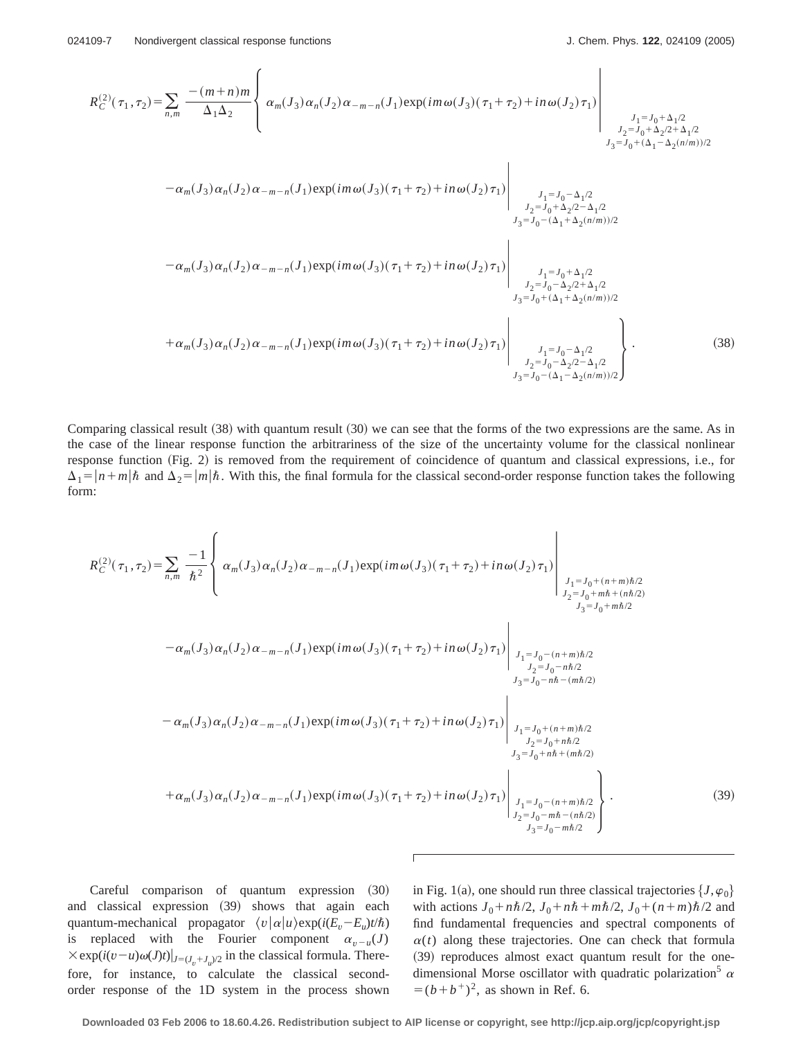$$
R_C^{(2)}(\tau_1,\tau_2)=\sum_{n,m}\frac{-(m+n)m}{\Delta_1\Delta_2}\left\{\alpha_m(J_3)\alpha_n(J_2)\alpha_{-m-n}(J_1)\exp(im\omega(J_3)(\tau_1+\tau_2)+in\omega(J_2)\tau_1)\Big|_{\substack{J_1=J_0+\Delta_1/2\\ J_2=J_0+\Delta_2/2+\Delta_1/2\\ J_3=J_0+(\Delta_1-\Delta_2(n/m))/2}}\right.
$$

$$
-\alpha_m(J_3)\alpha_n(J_2)\alpha_{-m-n}(J_1)\exp(im\omega(J_3)(\tau_1+\tau_2)+in\omega(J_2)\tau_1)\Big|_{\substack{J_1=J_0-\Delta_1/2\\ J_2=J_0+\Delta_2/2-\Delta_1/2\\ J_3=J_0-(\Delta_1+\Delta_2(n/m))/2}}
$$

$$
-\alpha_m(J_3)\alpha_n(J_2)\alpha_{-m-n}(J_1)\exp(im\omega(J_3)(\tau_1+\tau_2)+in\omega(J_2)\tau_1)\Big|_{\substack{J_1=J_0+\Delta_1/2\\ J_2=J_0-\Delta_2/2+\Delta_1/2\\ J_3=J_0+(\Delta_1+\Delta_2(n/m))/2}}
$$

$$
\left.+\alpha_m(J_3)\alpha_n(J_2)\alpha_{-m-n}(J_1)\exp(im\omega(J_3)(\tau_1+\tau_2)+in\omega(J_2)\tau_1)\Big|_{\substack{J_1=J_0-\Delta_1/2\\ J_2=J_0-\Delta_2/2-\Delta_1/2\\ J_3=J_0-(\Delta_1-\Delta_2(n/m))/2}}\right\}. \tag{38}
$$

Comparing classical result (38) with quantum result (30) we can see that the forms of the two expressions are the same. As in the case of the linear response function the arbitrariness of the size of the uncertainty volume for the classical nonlinear response function (Fig. 2) is removed from the requirement of coincidence of quantum and classical expressions, i.e., for $\Delta_1=|n+m|\hbar$ and $\Delta_2=|m|\hbar$. With this, the final formula for the classical second-order response function takes the following form:

$$
R_C^{(2)}(\tau_1,\tau_2)=\sum_{n,m}\frac{-1}{\hbar^2}\left\{\alpha_m(J_3)\alpha_n(J_2)\alpha_{-m-n}(J_1)\exp(im\omega(J_3)(\tau_1+\tau_2)+in\omega(J_2)\tau_1)\Big|_{\substack{J_1=J_0+(n+m)\hbar/2\\ J_2=J_0+m\hbar+(n\hbar/2)\\ J_3=J_0+m\hbar/2}}\right.
$$

$$
-\alpha_m(J_3)\alpha_n(J_2)\alpha_{-m-n}(J_1)\exp(im\omega(J_3)(\tau_1+\tau_2)+in\omega(J_2)\tau_1)\Big|_{\substack{J_1=J_0-(n+m)\hbar/2\\ J_2=J_0-n\hbar/2\\ J_3=J_0-n\hbar-(m\hbar/2)}}
$$

$$
-\alpha_m(J_3)\alpha_n(J_2)\alpha_{-m-n}(J_1)\exp(im\omega(J_3)(\tau_1+\tau_2)+in\omega(J_2)\tau_1)\Big|_{\substack{J_1=J_0+(n+m)\hbar/2\\ J_2=J_0+n\hbar/2\\ J_3=J_0+n\hbar+(m\hbar/2)}}
$$

$$
\left.+\alpha_m(J_3)\alpha_n(J_2)\alpha_{-m-n}(J_1)\exp(im\omega(J_3)(\tau_1+\tau_2)+in\omega(J_2)\tau_1)\Big|_{\substack{J_1=J_0-(n+m)\hbar/2\\ J_2=J_0-m\hbar-(n\hbar/2)\\ J_3=J_0-m\hbar/2}}\right\}. \tag{39}
$$

Careful comparison of quantum expression (30) and classical expression (39) shows that again each quantum-mechanical propagator $\langle v|\alpha|u\rangle\exp(i(E_v-E_u)t/\hbar)$ is replaced with the Fourier component $\alpha_{v-u}(J)\times\exp(i(v-u)\omega(J)t)|_{J=(J_v+J_u)/2}$ in the classical formula. Therefore, for instance, to calculate the classical second-order response of the 1D system in the process shown in Fig. 1(a), one should run three classical trajectories $\{J,\varphi_0\}$ with actions $J_0+n\hbar/2$, $J_0+n\hbar+m\hbar/2$, $J_0+(n+m)\hbar/2$ and find fundamental frequencies and spectral components of $\alpha(t)$ along these trajectories. One can check that formula (39) reproduces almost exact quantum result for the one-dimensional Morse oscillator with quadratic polarization[5] $\alpha=(b+b^+)^2$, as shown in Ref. 6.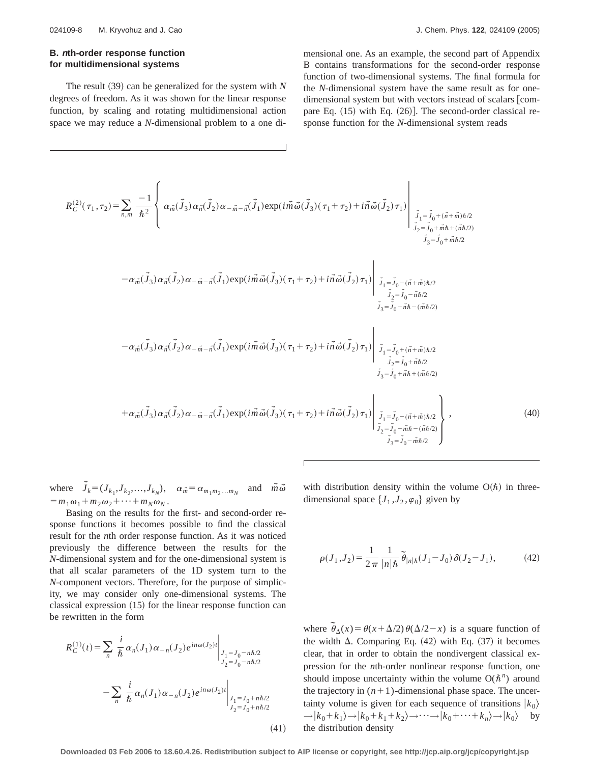### B. *n*th-order response function for multidimensional systems

The result (39) can be generalized for the system with $N$ degrees of freedom. As it was shown for the linear response function, by scaling and rotating multidimensional action space we may reduce a $N$-dimensional problem to a one dimensional one. As an example, the second part of Appendix B contains transformations for the second-order response function of two-dimensional systems. The final formula for the $N$-dimensional system have the same result as for one-dimensional system but with vectors instead of scalars [compare Eq. (15) with Eq. (26)]. The second-order classical response function for the $N$-dimensional system reads

$$
\begin{aligned}
R_C^{(2)}(\tau_1,\tau_2) = \sum_{n,m} \frac{-1}{\hbar^2} \Bigg\{ & \alpha_{\vec{m}}(\vec{J}_3)\alpha_{\vec{n}}(\vec{J}_2)\alpha_{-\vec{m}-\vec{n}}(\vec{J}_1)\exp(i\vec{m}\vec{\omega}(\vec{J}_3)(\tau_1+\tau_2)+i\vec{n}\vec{\omega}(\vec{J}_2)\tau_1)\Bigg|_{\substack{\vec{J}_1=\vec{J}_0+(\vec{n}+\vec{m})\hbar/2 \\ \vec{J}_2=\vec{J}_0+\vec{m}\hbar+(\vec{n}\hbar/2) \\ \vec{J}_3=\vec{J}_0+\vec{m}\hbar/2}} \\
& -\alpha_{\vec{m}}(\vec{J}_3)\alpha_{\vec{n}}(\vec{J}_2)\alpha_{-\vec{m}-\vec{n}}(\vec{J}_1)\exp(i\vec{m}\vec{\omega}(\vec{J}_3)(\tau_1+\tau_2)+i\vec{n}\vec{\omega}(\vec{J}_2)\tau_1)\Bigg|_{\substack{\vec{J}_1=\vec{J}_0-(\vec{n}+\vec{m})\hbar/2 \\ \vec{J}_2=\vec{J}_0-\vec{n}\hbar/2 \\ \vec{J}_3=\vec{J}_0-\vec{n}\hbar-(\vec{m}\hbar/2)}} \\
& -\alpha_{\vec{m}}(\vec{J}_3)\alpha_{\vec{n}}(\vec{J}_2)\alpha_{-\vec{m}-\vec{n}}(\vec{J}_1)\exp(i\vec{m}\vec{\omega}(\vec{J}_3)(\tau_1+\tau_2)+i\vec{n}\vec{\omega}(\vec{J}_2)\tau_1)\Bigg|_{\substack{\vec{J}_1=\vec{J}_0+(\vec{n}+\vec{m})\hbar/2 \\ \vec{J}_2=\vec{J}_0+\vec{n}\hbar/2 \\ \vec{J}_3=\vec{J}_0+\vec{n}\hbar+(\vec{m}\hbar/2)}} \\
& +\alpha_{\vec{m}}(\vec{J}_3)\alpha_{\vec{n}}(\vec{J}_2)\alpha_{-\vec{m}-\vec{n}}(\vec{J}_1)\exp(i\vec{m}\vec{\omega}(\vec{J}_3)(\tau_1+\tau_2)+i\vec{n}\vec{\omega}(\vec{J}_2)\tau_1)\Bigg|_{\substack{\vec{J}_1=\vec{J}_0-(\vec{n}+\vec{m})\hbar/2 \\ \vec{J}_2=\vec{J}_0-\vec{m}\hbar-(\vec{n}\hbar/2) \\ \vec{J}_3=\vec{J}_0-\vec{m}\hbar/2}} \Bigg\},
\end{aligned}
\tag{40}
$$

where $\vec{J}_k=(J_{k_1},J_{k_2},\ldots,J_{k_N})$, $\alpha_{\vec{m}}=\alpha_{m_1m_2\ldots m_N}$ and $\vec{m}\vec{\omega}=m_1\omega_1+m_2\omega_2+\cdots+m_N\omega_N$.

Basing on the results for the first- and second-order response functions it becomes possible to find the classical result for the $n$th order response function. As it was noticed previously the difference between the results for the $N$-dimensional system and for the one-dimensional system is that all scalar parameters of the 1D system turn to the $N$-component vectors. Therefore, for the purpose of simplicity, we may consider only one-dimensional systems. The classical expression (15) for the linear response function can be rewritten in the form

$$
\begin{aligned}
R_C^{(1)}(t) = & \sum_n \frac{i}{\hbar}\alpha_n(J_1)\alpha_{-n}(J_2)e^{in\omega(J_2)t}\Bigg|_{\substack{J_1=J_0-n\hbar/2 \\ J_2=J_0-n\hbar/2}} \\
& -\sum_n \frac{i}{\hbar}\alpha_n(J_1)\alpha_{-n}(J_2)e^{in\omega(J_2)t}\Bigg|_{\substack{J_1=J_0+n\hbar/2 \\ J_2=J_0+n\hbar/2}}
\end{aligned}
\tag{41}
$$

with distribution density within the volume $O(\hbar)$ in three-dimensional space $\{J_1,J_2,\varphi_0\}$ given by

$$
\rho(J_1,J_2)=\frac{1}{2\pi}\frac{1}{|n|\hbar}\tilde{\theta}_{|n|\hbar}(J_1-J_0)\,\delta(J_2-J_1),
\tag{42}
$$

where $\tilde{\theta}_\Delta(x)=\theta(x+\Delta/2)\,\theta(\Delta/2-x)$ is a square function of the width $\Delta$. Comparing Eq. (42) with Eq. (37) it becomes clear, that in order to obtain the nondivergent classical expression for the $n$th-order nonlinear response function, one should impose uncertainty within the volume $O(\hbar^n)$ around the trajectory in $(n+1)$-dimensional phase space. The uncertainty volume is given for each sequence of transitions $|k_0\rangle \rightarrow |k_0+k_1\rangle \rightarrow |k_0+k_1+k_2\rangle \rightarrow \cdots \rightarrow |k_0+\cdots+k_n\rangle \rightarrow |k_0\rangle$ by the distribution density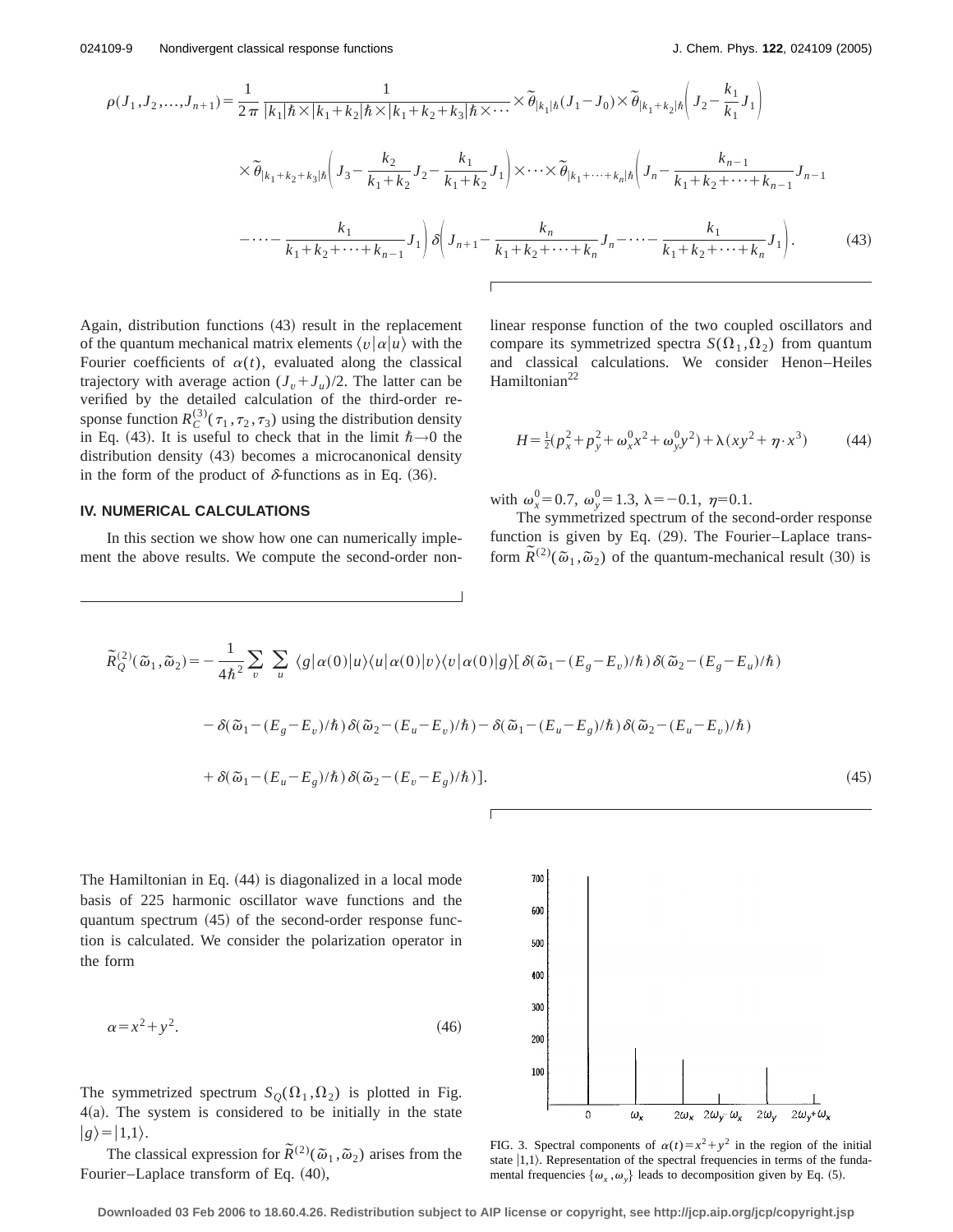$$\rho(J_1,J_2,\ldots,J_{n+1})=\frac{1}{2\pi}\frac{1}{|k_1|\hbar\times|k_1+k_2|\hbar\times|k_1+k_2+k_3|\hbar\times\cdots}\times\tilde{\theta}_{|k_1|\hbar}(J_1-J_0)\times\tilde{\theta}_{|k_1+k_2|\hbar}\left(J_2-\frac{k_1}{k_1}J_1\right)$$
$$\times\tilde{\theta}_{|k_1+k_2+k_3|\hbar}\left(J_3-\frac{k_2}{k_1+k_2}J_2-\frac{k_1}{k_1+k_2}J_1\right)\times\cdots\times\tilde{\theta}_{|k_1+\cdots+k_n|\hbar}\left(J_n-\frac{k_{n-1}}{k_1+k_2+\cdots+k_{n-1}}J_{n-1}\right.$$
$$\left.-\cdots-\frac{k_1}{k_1+k_2+\cdots+k_{n-1}}J_1\right)\delta\left(J_{n+1}-\frac{k_n}{k_1+k_2+\cdots+k_n}J_n-\cdots-\frac{k_1}{k_1+k_2+\cdots+k_n}J_1\right). \tag{43}$$

Again, distribution functions (43) result in the replacement of the quantum mechanical matrix elements $\langle v|\alpha|u\rangle$ with the Fourier coefficients of $\alpha(t)$, evaluated along the classical trajectory with average action $(J_v+J_u)/2$. The latter can be verified by the detailed calculation of the third-order response function $R_C^{(3)}(\tau_1,\tau_2,\tau_3)$ using the distribution density in Eq. (43). It is useful to check that in the limit $\hbar\to 0$ the distribution density (43) becomes a microcanonical density in the form of the product of $\delta$-functions as in Eq. (36).

## IV. NUMERICAL CALCULATIONS

In this section we show how one can numerically implement the above results. We compute the second-order nonlinear response function of the two coupled oscillators and compare its symmetrized spectra $S(\Omega_1,\Omega_2)$ from quantum and classical calculations. We consider Henon–Heiles Hamiltonian[22]

$$H=\tfrac{1}{2}(p_x^2+p_y^2+\omega_x^0x^2+\omega_y^0y^2)+\lambda(xy^2+\eta\cdot x^3) \tag{44}$$

with $\omega_x^0=0.7$, $\omega_y^0=1.3$, $\lambda=-0.1$, $\eta=0.1$.

The symmetrized spectrum of the second-order response function is given by Eq. (29). The Fourier–Laplace transform $\tilde{R}^{(2)}(\tilde{\omega}_1,\tilde{\omega}_2)$ of the quantum-mechanical result (30) is

$$\tilde{R}_Q^{(2)}(\tilde{\omega}_1,\tilde{\omega}_2)=-\frac{1}{4\hbar^2}\sum_v\sum_u\langle g|\alpha(0)|u\rangle\langle u|\alpha(0)|v\rangle\langle v|\alpha(0)|g\rangle[\delta(\tilde{\omega}_1-(E_g-E_v)/\hbar)\delta(\tilde{\omega}_2-(E_g-E_u)/\hbar)$$
$$-\delta(\tilde{\omega}_1-(E_g-E_v)/\hbar)\delta(\tilde{\omega}_2-(E_u-E_v)/\hbar)-\delta(\tilde{\omega}_1-(E_u-E_g)/\hbar)\delta(\tilde{\omega}_2-(E_u-E_v)/\hbar)$$
$$+\delta(\tilde{\omega}_1-(E_u-E_g)/\hbar)\delta(\tilde{\omega}_2-(E_v-E_g)/\hbar)]. \tag{45}$$

The Hamiltonian in Eq. (44) is diagonalized in a local mode basis of 225 harmonic oscillator wave functions and the quantum spectrum (45) of the second-order response function is calculated. We consider the polarization operator in the form

$$\alpha=x^2+y^2. \tag{46}$$

The symmetrized spectrum $S_Q(\Omega_1,\Omega_2)$ is plotted in Fig. 4(a). The system is considered to be initially in the state $|g\rangle=|1,1\rangle$.

The classical expression for $\tilde{R}^{(2)}(\tilde{\omega}_1,\tilde{\omega}_2)$ arises from the Fourier–Laplace transform of Eq. (40),

FIG. 3. Spectral components of $\alpha(t)=x^2+y^2$ in the region of the initial state $|1,1\rangle$. Representation of the spectral frequencies in terms of the fundamental frequencies $\{\omega_x,\omega_y\}$ leads to decomposition given by Eq. (5).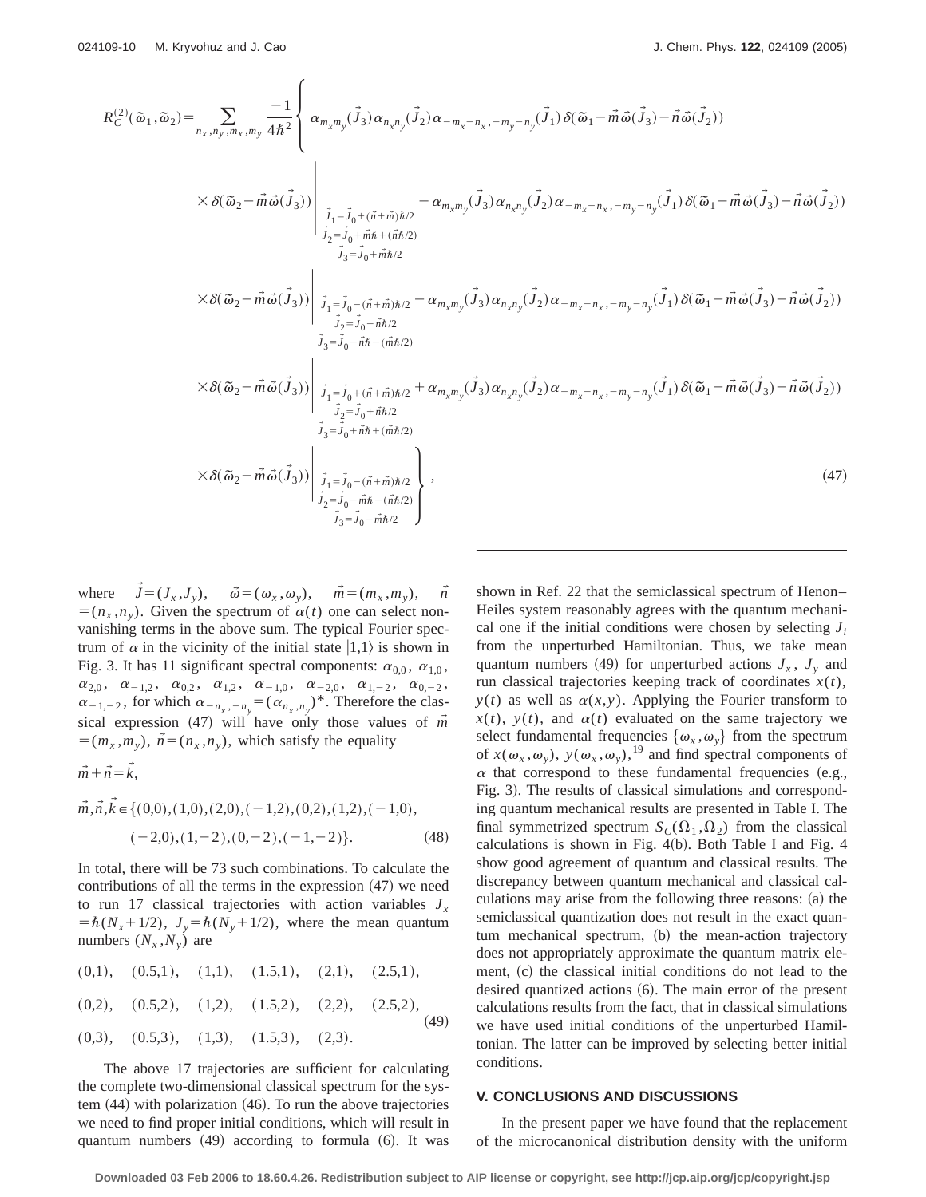$$
\begin{aligned}
R_C^{(2)}(\tilde{\omega}_1,\tilde{\omega}_2) = \sum_{n_x,n_y,m_x,m_y} \frac{-1}{4\hbar^2} \Bigg\{ & \alpha_{m_x m_y}(\vec{J}_3)\alpha_{n_x n_y}(\vec{J}_2)\alpha_{-m_x-n_x,-m_y-n_y}(\vec{J}_1)\,\delta(\tilde{\omega}_1 - \vec{m}\vec{\omega}(\vec{J}_3) - \vec{n}\vec{\omega}(\vec{J}_2)) \\
& \times \delta(\tilde{\omega}_2 - \vec{m}\vec{\omega}(\vec{J}_3))\Bigg|_{\substack{\vec{J}_1 = \vec{J}_0 + (\vec{n}+\vec{m})\hbar/2 \\ \vec{J}_2 = \vec{J}_0 + \vec{m}\hbar + (\vec{n}\hbar/2) \\ \vec{J}_3 = \vec{J}_0 + \vec{m}\hbar/2}} - \alpha_{m_x m_y}(\vec{J}_3)\alpha_{n_x n_y}(\vec{J}_2)\alpha_{-m_x-n_x,-m_y-n_y}(\vec{J}_1)\,\delta(\tilde{\omega}_1 - \vec{m}\vec{\omega}(\vec{J}_3) - \vec{n}\vec{\omega}(\vec{J}_2)) \\
& \times \delta(\tilde{\omega}_2 - \vec{m}\vec{\omega}(\vec{J}_3))\Bigg|_{\substack{\vec{J}_1 = \vec{J}_0 - (\vec{n}+\vec{m})\hbar/2 \\ \vec{J}_2 = \vec{J}_0 - \vec{n}\hbar/2 \\ \vec{J}_3 = \vec{J}_0 - \vec{n}\hbar - (\vec{m}\hbar/2)}} - \alpha_{m_x m_y}(\vec{J}_3)\alpha_{n_x n_y}(\vec{J}_2)\alpha_{-m_x-n_x,-m_y-n_y}(\vec{J}_1)\,\delta(\tilde{\omega}_1 - \vec{m}\vec{\omega}(\vec{J}_3) - \vec{n}\vec{\omega}(\vec{J}_2)) \\
& \times \delta(\tilde{\omega}_2 - \vec{m}\vec{\omega}(\vec{J}_3))\Bigg|_{\substack{\vec{J}_1 = \vec{J}_0 + (\vec{n}+\vec{m})\hbar/2 \\ \vec{J}_2 = \vec{J}_0 + \vec{n}\hbar/2 \\ \vec{J}_3 = \vec{J}_0 + \vec{n}\hbar + (\vec{m}\hbar/2)}} + \alpha_{m_x m_y}(\vec{J}_3)\alpha_{n_x n_y}(\vec{J}_2)\alpha_{-m_x-n_x,-m_y-n_y}(\vec{J}_1)\,\delta(\tilde{\omega}_1 - \vec{m}\vec{\omega}(\vec{J}_3) - \vec{n}\vec{\omega}(\vec{J}_2)) \\
& \times \delta(\tilde{\omega}_2 - \vec{m}\vec{\omega}(\vec{J}_3))\Bigg|_{\substack{\vec{J}_1 = \vec{J}_0 - (\vec{n}+\vec{m})\hbar/2 \\ \vec{J}_2 = \vec{J}_0 - \vec{m}\hbar - (\vec{n}\hbar/2) \\ \vec{J}_3 = \vec{J}_0 - \vec{m}\hbar/2}} \Bigg\},
\end{aligned}
\tag{47}
$$

where $\vec{J}=(J_x,J_y)$, $\vec{\omega}=(\omega_x,\omega_y)$, $\vec{m}=(m_x,m_y)$, $\vec{n}=(n_x,n_y)$. Given the spectrum of $\alpha(t)$ one can select nonvanishing terms in the above sum. The typical Fourier spectrum of $\alpha$ in the vicinity of the initial state $|1,1\rangle$ is shown in Fig. 3. It has 11 significant spectral components: $\alpha_{0,0}$, $\alpha_{1,0}$, $\alpha_{2,0}$, $\alpha_{-1,2}$, $\alpha_{0,2}$, $\alpha_{1,2}$, $\alpha_{-1,0}$, $\alpha_{-2,0}$, $\alpha_{1,-2}$, $\alpha_{0,-2}$, $\alpha_{-1,-2}$, for which $\alpha_{-n_x,-n_y}=(\alpha_{n_x,n_y})^*$. Therefore the classical expression (47) will have only those values of $\vec{m}=(m_x,m_y)$, $\vec{n}=(n_x,n_y)$, which satisfy the equality

$$
\vec{m}+\vec{n}=\vec{k},
$$

$$
\vec{m},\vec{n},\vec{k} \in \{(0,0),(1,0),(2,0),(-1,2),(0,2),(1,2),(-1,0),(-2,0),(1,-2),(0,-2),(-1,-2)\}. \tag{48}
$$

In total, there will be 73 such combinations. To calculate the contributions of all the terms in the expression (47) we need to run 17 classical trajectories with action variables $J_x=\hbar(N_x+1/2)$, $J_y=\hbar(N_y+1/2)$, where the mean quantum numbers $(N_x,N_y)$ are

$$
\begin{aligned}
&(0,1), \quad (0.5,1), \quad (1,1), \quad (1.5,1), \quad (2,1), \quad (2.5,1), \\
&(0,2), \quad (0.5,2), \quad (1,2), \quad (1.5,2), \quad (2,2), \quad (2.5,2), \\
&(0,3), \quad (0.5,3), \quad (1,3), \quad (1.5,3), \quad (2,3).
\end{aligned}
\tag{49}
$$

The above 17 trajectories are sufficient for calculating the complete two-dimensional classical spectrum for the system (44) with polarization (46). To run the above trajectories we need to find proper initial conditions, which will result in quantum numbers (49) according to formula (6). It was shown in Ref. 22 that the semiclassical spectrum of Henon–Heiles system reasonably agrees with the quantum mechanical one if the initial conditions were chosen by selecting $J_i$ from the unperturbed Hamiltonian. Thus, we take mean quantum numbers (49) for unperturbed actions $J_x$, $J_y$ and run classical trajectories keeping track of coordinates $x(t)$, $y(t)$ as well as $\alpha(x,y)$. Applying the Fourier transform to $x(t)$, $y(t)$, and $\alpha(t)$ evaluated on the same trajectory we select fundamental frequencies $\{\omega_x,\omega_y\}$ from the spectrum of $x(\omega_x,\omega_y)$, $y(\omega_x,\omega_y)$,[19] and find spectral components of $\alpha$ that correspond to these fundamental frequencies (e.g., Fig. 3). The results of classical simulations and corresponding quantum mechanical results are presented in Table I. The final symmetrized spectrum $S_C(\Omega_1,\Omega_2)$ from the classical calculations is shown in Fig. 4(b). Both Table I and Fig. 4 show good agreement of quantum and classical results. The discrepancy between quantum mechanical and classical calculations may arise from the following three reasons: (a) the semiclassical quantization does not result in the exact quantum mechanical spectrum, (b) the mean-action trajectory does not appropriately approximate the quantum matrix element, (c) the classical initial conditions do not lead to the desired quantized actions (6). The main error of the present calculations results from the fact, that in classical simulations we have used initial conditions of the unperturbed Hamiltonian. The latter can be improved by selecting better initial conditions.

## V. CONCLUSIONS AND DISCUSSIONS

In the present paper we have found that the replacement of the microcanonical distribution density with the uniform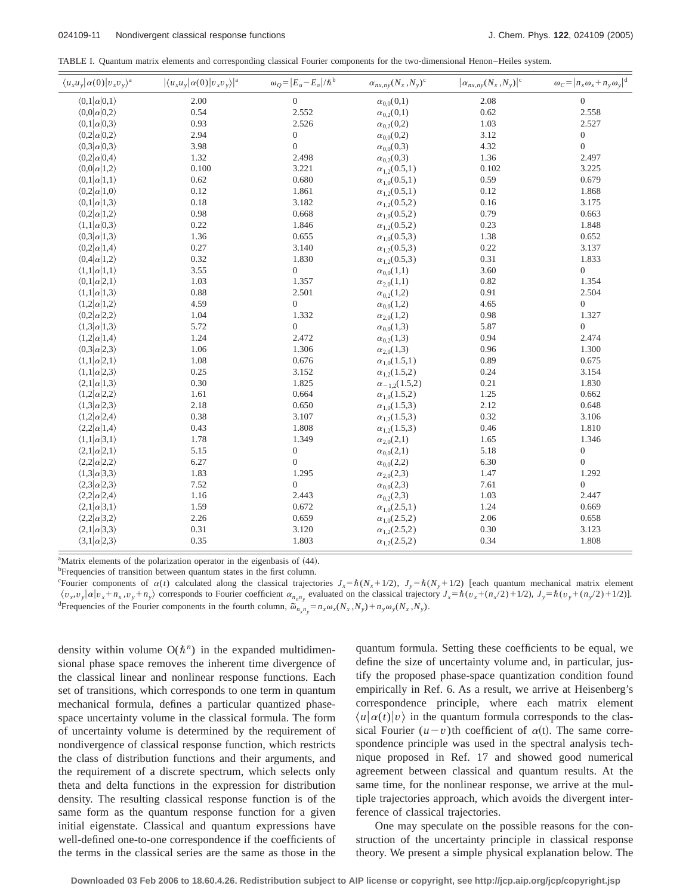TABLE I. Quantum matrix elements and corresponding classical Fourier components for the two-dimensional Henon–Heiles system.

| $\langle u_x u_y \vert \alpha(0) \vert v_x v_y \rangle$[a] | $\vert\langle u_x u_y \vert \alpha(0) \vert v_x v_y \rangle\vert$[a] | $\omega_Q = \vert E_u - E_v \vert/\hbar$[b] | $\alpha_{nx,ny}(N_x, N_y)$[c] | $\vert\alpha_{nx,ny}(N_x, N_y)\vert$[c] | $\omega_C = \vert n_x\omega_x + n_y\omega_y\vert$[d] |
|---|---|---|---|---|---|
| $\langle 0,1 \vert \alpha \vert 0,1 \rangle$ | 2.00 | 0 | $\alpha_{0,0}(0,1)$ | 2.08 | 0 |
| $\langle 0,0 \vert \alpha \vert 0,2 \rangle$ | 0.54 | 2.552 | $\alpha_{0,2}(0,1)$ | 0.62 | 2.558 |
| $\langle 0,1 \vert \alpha \vert 0,3 \rangle$ | 0.93 | 2.526 | $\alpha_{0,2}(0,2)$ | 1.03 | 2.527 |
| $\langle 0,2 \vert \alpha \vert 0,2 \rangle$ | 2.94 | 0 | $\alpha_{0,0}(0,2)$ | 3.12 | 0 |
| $\langle 0,3 \vert \alpha \vert 0,3 \rangle$ | 3.98 | 0 | $\alpha_{0,0}(0,3)$ | 4.32 | 0 |
| $\langle 0,2 \vert \alpha \vert 0,4 \rangle$ | 1.32 | 2.498 | $\alpha_{0,2}(0,3)$ | 1.36 | 2.497 |
| $\langle 0,0 \vert \alpha \vert 1,2 \rangle$ | 0.100 | 3.221 | $\alpha_{1,2}(0.5,1)$ | 0.102 | 3.225 |
| $\langle 0,1 \vert \alpha \vert 1,1 \rangle$ | 0.62 | 0.680 | $\alpha_{1,0}(0.5,1)$ | 0.59 | 0.679 |
| $\langle 0,2 \vert \alpha \vert 1,0 \rangle$ | 0.12 | 1.861 | $\alpha_{1,2}(0.5,1)$ | 0.12 | 1.868 |
| $\langle 0,1 \vert \alpha \vert 1,3 \rangle$ | 0.18 | 3.182 | $\alpha_{1,2}(0.5,2)$ | 0.16 | 3.175 |
| $\langle 0,2 \vert \alpha \vert 1,2 \rangle$ | 0.98 | 0.668 | $\alpha_{1,0}(0.5,2)$ | 0.79 | 0.663 |
| $\langle 1,1 \vert \alpha \vert 0,3 \rangle$ | 0.22 | 1.846 | $\alpha_{1,2}(0.5,2)$ | 0.23 | 1.848 |
| $\langle 0,3 \vert \alpha \vert 1,3 \rangle$ | 1.36 | 0.655 | $\alpha_{1,0}(0.5,3)$ | 1.38 | 0.652 |
| $\langle 0,2 \vert \alpha \vert 1,4 \rangle$ | 0.27 | 3.140 | $\alpha_{1,2}(0.5,3)$ | 0.22 | 3.137 |
| $\langle 0,4 \vert \alpha \vert 1,2 \rangle$ | 0.32 | 1.830 | $\alpha_{1,2}(0.5,3)$ | 0.31 | 1.833 |
| $\langle 1,1 \vert \alpha \vert 1,1 \rangle$ | 3.55 | 0 | $\alpha_{0,0}(1,1)$ | 3.60 | 0 |
| $\langle 0,1 \vert \alpha \vert 2,1 \rangle$ | 1.03 | 1.357 | $\alpha_{2,0}(1,1)$ | 0.82 | 1.354 |
| $\langle 1,1 \vert \alpha \vert 1,3 \rangle$ | 0.88 | 2.501 | $\alpha_{0,2}(1,2)$ | 0.91 | 2.504 |
| $\langle 1,2 \vert \alpha \vert 1,2 \rangle$ | 4.59 | 0 | $\alpha_{0,0}(1,2)$ | 4.65 | 0 |
| $\langle 0,2 \vert \alpha \vert 2,2 \rangle$ | 1.04 | 1.332 | $\alpha_{2,0}(1,2)$ | 0.98 | 1.327 |
| $\langle 1,3 \vert \alpha \vert 1,3 \rangle$ | 5.72 | 0 | $\alpha_{0,0}(1,3)$ | 5.87 | 0 |
| $\langle 1,2 \vert \alpha \vert 1,4 \rangle$ | 1.24 | 2.472 | $\alpha_{0,2}(1,3)$ | 0.94 | 2.474 |
| $\langle 0,3 \vert \alpha \vert 2,3 \rangle$ | 1.06 | 1.306 | $\alpha_{2,0}(1,3)$ | 0.96 | 1.300 |
| $\langle 1,1 \vert \alpha \vert 2,1 \rangle$ | 1.08 | 0.676 | $\alpha_{1,0}(1.5,1)$ | 0.89 | 0.675 |
| $\langle 1,1 \vert \alpha \vert 2,3 \rangle$ | 0.25 | 3.152 | $\alpha_{1,2}(1.5,2)$ | 0.24 | 3.154 |
| $\langle 2,1 \vert \alpha \vert 1,3 \rangle$ | 0.30 | 1.825 | $\alpha_{-1,2}(1.5,2)$ | 0.21 | 1.830 |
| $\langle 1,2 \vert \alpha \vert 2,2 \rangle$ | 1.61 | 0.664 | $\alpha_{1,0}(1.5,2)$ | 1.25 | 0.662 |
| $\langle 1,3 \vert \alpha \vert 2,3 \rangle$ | 2.18 | 0.650 | $\alpha_{1,0}(1.5,3)$ | 2.12 | 0.648 |
| $\langle 1,2 \vert \alpha \vert 2,4 \rangle$ | 0.38 | 3.107 | $\alpha_{1,2}(1.5,3)$ | 0.32 | 3.106 |
| $\langle 2,2 \vert \alpha \vert 1,4 \rangle$ | 0.43 | 1.808 | $\alpha_{1,2}(1.5,3)$ | 0.46 | 1.810 |
| $\langle 1,1 \vert \alpha \vert 3,1 \rangle$ | 1.78 | 1.349 | $\alpha_{2,0}(2,1)$ | 1.65 | 1.346 |
| $\langle 2,1 \vert \alpha \vert 2,1 \rangle$ | 5.15 | 0 | $\alpha_{0,0}(2,1)$ | 5.18 | 0 |
| $\langle 2,2 \vert \alpha \vert 2,2 \rangle$ | 6.27 | 0 | $\alpha_{0,0}(2,2)$ | 6.30 | 0 |
| $\langle 1,3 \vert \alpha \vert 3,3 \rangle$ | 1.83 | 1.295 | $\alpha_{2,0}(2,3)$ | 1.47 | 1.292 |
| $\langle 2,3 \vert \alpha \vert 2,3 \rangle$ | 7.52 | 0 | $\alpha_{0,0}(2,3)$ | 7.61 | 0 |
| $\langle 2,2 \vert \alpha \vert 2,4 \rangle$ | 1.16 | 2.443 | $\alpha_{0,2}(2,3)$ | 1.03 | 2.447 |
| $\langle 2,1 \vert \alpha \vert 3,1 \rangle$ | 1.59 | 0.672 | $\alpha_{1,0}(2.5,1)$ | 1.24 | 0.669 |
| $\langle 2,2 \vert \alpha \vert 3,2 \rangle$ | 2.26 | 0.659 | $\alpha_{1,0}(2.5,2)$ | 2.06 | 0.658 |
| $\langle 2,1 \vert \alpha \vert 3,3 \rangle$ | 0.31 | 3.120 | $\alpha_{1,2}(2.5,2)$ | 0.30 | 3.123 |
| $\langle 3,1 \vert \alpha \vert 2,3 \rangle$ | 0.35 | 1.803 | $\alpha_{1,2}(2.5,2)$ | 0.34 | 1.808 |

[a]Matrix elements of the polarization operator in the eigenbasis of (44).

[b]Frequencies of transition between quantum states in the first column.

[c]Fourier components of $\alpha(t)$ calculated along the classical trajectories $J_x = \hbar(N_x + 1/2)$, $J_y = \hbar(N_y + 1/2)$ [each quantum mechanical matrix element $\langle v_x, v_y | \alpha | v_x + n_x, v_y + n_y \rangle$ corresponds to Fourier coefficient $\alpha_{n_x n_y}$ evaluated on the classical trajectory $J_x = \hbar(v_x + (n_x/2) + 1/2)$, $J_y = \hbar(v_y + (n_y/2) + 1/2)$].

[d]Frequencies of the Fourier components in the fourth column, $\tilde{\omega}_{n_x n_y} = n_x \omega_x(N_x, N_y) + n_y \omega_y(N_x, N_y)$.

density within volume $O(\hbar^n)$ in the expanded multidimensional phase space removes the inherent time divergence of the classical linear and nonlinear response functions. Each set of transitions, which corresponds to one term in quantum mechanical formula, defines a particular quantized phase-space uncertainty volume in the classical formula. The form of uncertainty volume is determined by the requirement of nondivergence of classical response function, which restricts the class of distribution functions and their arguments, and the requirement of a discrete spectrum, which selects only theta and delta functions in the expression for distribution density. The resulting classical response function is of the same form as the quantum response function for a given initial eigenstate. Classical and quantum expressions have well-defined one-to-one correspondence if the coefficients of the terms in the classical series are the same as those in the quantum formula. Setting these coefficients to be equal, we define the size of uncertainty volume and, in particular, justify the proposed phase-space quantization condition found empirically in Ref. 6. As a result, we arrive at Heisenberg's correspondence principle, where each matrix element $\langle u|\alpha(t)|v\rangle$ in the quantum formula corresponds to the classical Fourier $(u-v)$th coefficient of $\alpha(t)$. The same correspondence principle was used in the spectral analysis technique proposed in Ref. 17 and showed good numerical agreement between classical and quantum results. At the same time, for the nonlinear response, we arrive at the multiple trajectories approach, which avoids the divergent interference of classical trajectories.

One may speculate on the possible reasons for the construction of the uncertainty principle in classical response theory. We present a simple physical explanation below. The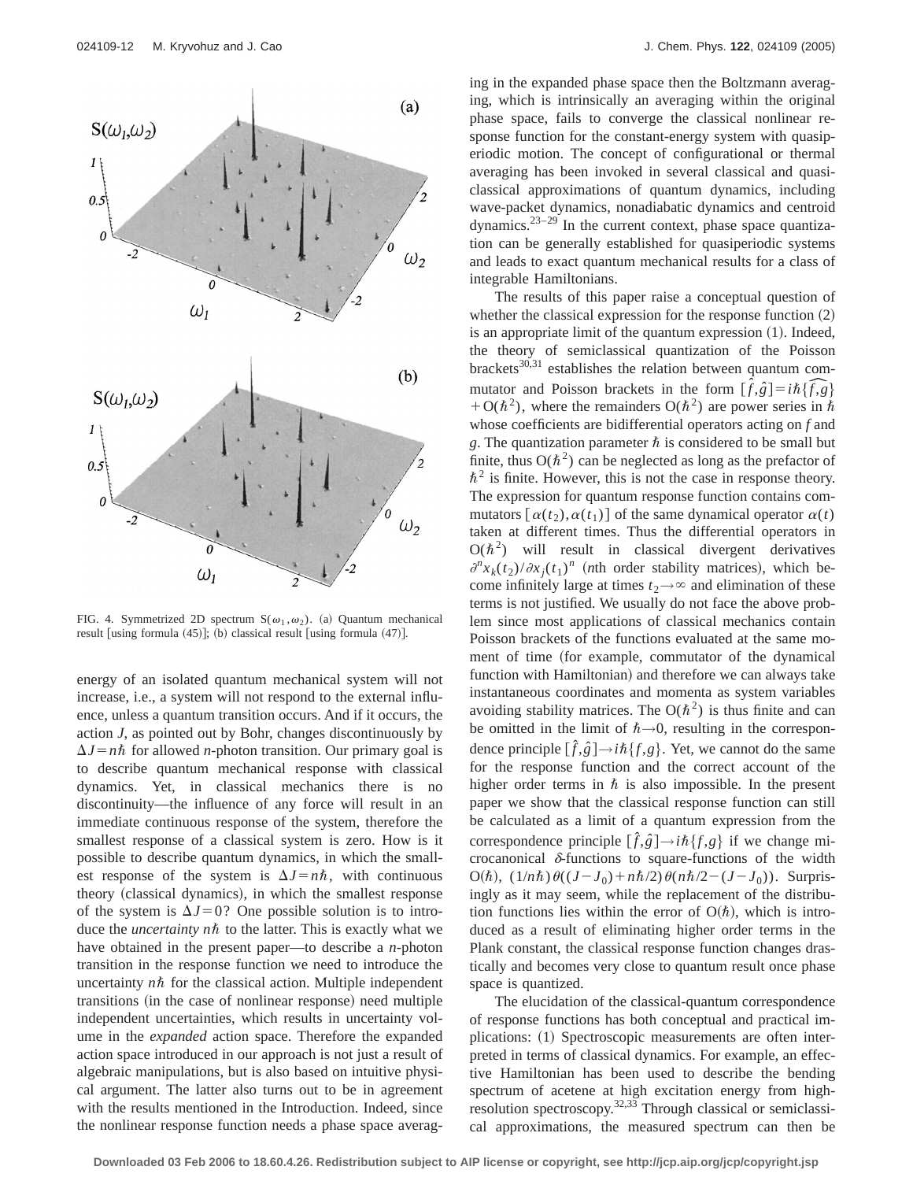FIG. 4. Symmetrized 2D spectrum $S(\omega_1,\omega_2)$. (a) Quantum mechanical result [using formula (45)]; (b) classical result [using formula (47)].

energy of an isolated quantum mechanical system will not increase, i.e., a system will not respond to the external influence, unless a quantum transition occurs. And if it occurs, the action $J$, as pointed out by Bohr, changes discontinuously by $\Delta J = n\hbar$ for allowed $n$-photon transition. Our primary goal is to describe quantum mechanical response with classical dynamics. Yet, in classical mechanics there is no discontinuity—the influence of any force will result in an immediate continuous response of the system, therefore the smallest response of a classical system is zero. How is it possible to describe quantum dynamics, in which the smallest response of the system is $\Delta J = n\hbar$, with continuous theory (classical dynamics), in which the smallest response of the system is $\Delta J = 0$? One possible solution is to introduce the *uncertainty* $n\hbar$ to the latter. This is exactly what we have obtained in the present paper—to describe a $n$-photon transition in the response function we need to introduce the uncertainty $n\hbar$ for the classical action. Multiple independent transitions (in the case of nonlinear response) need multiple independent uncertainties, which results in uncertainty volume in the *expanded* action space. Therefore the expanded action space introduced in our approach is not just a result of algebraic manipulations, but is also based on intuitive physical argument. The latter also turns out to be in agreement with the results mentioned in the Introduction. Indeed, since the nonlinear response function needs a phase space averaging in the expanded phase space then the Boltzmann averaging, which is intrinsically an averaging within the original phase space, fails to converge the classical nonlinear response function for the constant-energy system with quasiperiodic motion. The concept of configurational or thermal averaging has been invoked in several classical and quasiclassical approximations of quantum dynamics, including wave-packet dynamics, nonadiabatic dynamics and centroid dynamics.[23–29] In the current context, phase space quantization can be generally established for quasiperiodic systems and leads to exact quantum mechanical results for a class of integrable Hamiltonians.

The results of this paper raise a conceptual question of whether the classical expression for the response function (2) is an appropriate limit of the quantum expression (1). Indeed, the theory of semiclassical quantization of the Poisson brackets[30,31] establishes the relation between quantum commutator and Poisson brackets in the form $[\hat{f},\hat{g}] = i\hbar\widehat{\{f,g\}} + O(\hbar^2)$, where the remainders $O(\hbar^2)$ are power series in $\hbar$ whose coefficients are bidifferential operators acting on $f$ and $g$. The quantization parameter $\hbar$ is considered to be small but finite, thus $O(\hbar^2)$ can be neglected as long as the prefactor of $\hbar^2$ is finite. However, this is not the case in response theory. The expression for quantum response function contains commutators $[\alpha(t_2),\alpha(t_1)]$ of the same dynamical operator $\alpha(t)$ taken at different times. Thus the differential operators in $O(\hbar^2)$ will result in classical divergent derivatives $\partial^n x_k(t_2)/\partial x_j(t_1)^n$ ($n$th order stability matrices), which become infinitely large at times $t_2 \to \infty$ and elimination of these terms is not justified. We usually do not face the above problem since most applications of classical mechanics contain Poisson brackets of the functions evaluated at the same moment of time (for example, commutator of the dynamical function with Hamiltonian) and therefore we can always take instantaneous coordinates and momenta as system variables avoiding stability matrices. The $O(\hbar^2)$ is thus finite and can be omitted in the limit of $\hbar \to 0$, resulting in the correspondence principle $[\hat{f},\hat{g}] \to i\hbar\{f,g\}$. Yet, we cannot do the same for the response function and the correct account of the higher order terms in $\hbar$ is also impossible. In the present paper we show that the classical response function can still be calculated as a limit of a quantum expression from the correspondence principle $[\hat{f},\hat{g}] \to i\hbar\{f,g\}$ if we change microcanonical $\delta$-functions to square-functions of the width $O(\hbar)$, $(1/n\hbar)\theta((J-J_0)+n\hbar/2)\theta(n\hbar/2-(J-J_0))$. Surprisingly as it may seem, while the replacement of the distribution functions lies within the error of $O(\hbar)$, which is introduced as a result of eliminating higher order terms in the Plank constant, the classical response function changes drastically and becomes very close to quantum result once phase space is quantized.

The elucidation of the classical-quantum correspondence of response functions has both conceptual and practical implications: (1) Spectroscopic measurements are often interpreted in terms of classical dynamics. For example, an effective Hamiltonian has been used to describe the bending spectrum of acetene at high excitation energy from high-resolution spectroscopy.[32,33] Through classical or semiclassical approximations, the measured spectrum can then be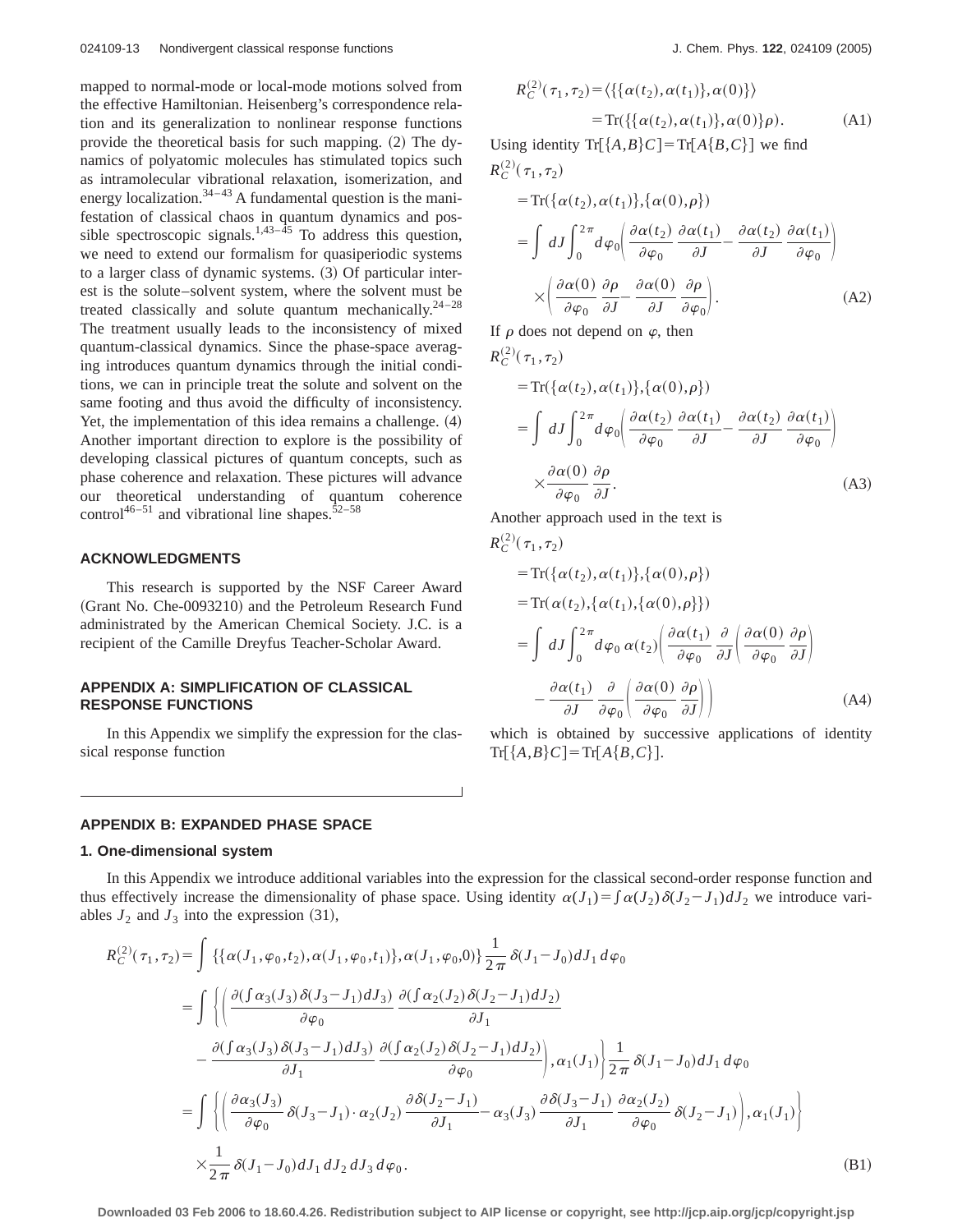mapped to normal-mode or local-mode motions solved from the effective Hamiltonian. Heisenberg's correspondence relation and its generalization to nonlinear response functions provide the theoretical basis for such mapping. (2) The dynamics of polyatomic molecules has stimulated topics such as intramolecular vibrational relaxation, isomerization, and energy localization.[34–43] A fundamental question is the manifestation of classical chaos in quantum dynamics and possible spectroscopic signals.[1,43–45] To address this question, we need to extend our formalism for quasiperiodic systems to a larger class of dynamic systems. (3) Of particular interest is the solute–solvent system, where the solvent must be treated classically and solute quantum mechanically.[24–28] The treatment usually leads to the inconsistency of mixed quantum-classical dynamics. Since the phase-space averaging introduces quantum dynamics through the initial conditions, we can in principle treat the solute and solvent on the same footing and thus avoid the difficulty of inconsistency. Yet, the implementation of this idea remains a challenge. (4) Another important direction to explore is the possibility of developing classical pictures of quantum concepts, such as phase coherence and relaxation. These pictures will advance our theoretical understanding of quantum coherence control[46–51] and vibrational line shapes.[52–58]

## ACKNOWLEDGMENTS

This research is supported by the NSF Career Award (Grant No. Che-0093210) and the Petroleum Research Fund administrated by the American Chemical Society. J.C. is a recipient of the Camille Dreyfus Teacher-Scholar Award.

## APPENDIX A: SIMPLIFICATION OF CLASSICAL RESPONSE FUNCTIONS

In this Appendix we simplify the expression for the classical response function

$$
\begin{aligned}
R_C^{(2)}(\tau_1,\tau_2) &= \langle \{\{\alpha(t_2),\alpha(t_1)\},\alpha(0)\}\rangle \\
&= \mathrm{Tr}(\{\{\alpha(t_2),\alpha(t_1)\},\alpha(0)\}\rho). \qquad \text{(A1)}
\end{aligned}
$$

Using identity $\mathrm{Tr}[\{A,B\}C]=\mathrm{Tr}[A\{B,C\}]$ we find

$$
\begin{aligned}
R_C^{(2)}(\tau_1,\tau_2) &= \mathrm{Tr}(\{\alpha(t_2),\alpha(t_1)\},\{\alpha(0),\rho\}) \\
&= \int dJ \int_0^{2\pi} d\varphi_0 \left(\frac{\partial \alpha(t_2)}{\partial \varphi_0}\frac{\partial \alpha(t_1)}{\partial J} - \frac{\partial \alpha(t_2)}{\partial J}\frac{\partial \alpha(t_1)}{\partial \varphi_0}\right) \\
&\quad \times \left(\frac{\partial \alpha(0)}{\partial \varphi_0}\frac{\partial \rho}{\partial J} - \frac{\partial \alpha(0)}{\partial J}\frac{\partial \rho}{\partial \varphi_0}\right). \qquad \text{(A2)}
\end{aligned}
$$

If $\rho$ does not depend on $\varphi$, then

$$
\begin{aligned}
R_C^{(2)}(\tau_1,\tau_2) &= \mathrm{Tr}(\{\alpha(t_2),\alpha(t_1)\},\{\alpha(0),\rho\}) \\
&= \int dJ \int_0^{2\pi} d\varphi_0 \left(\frac{\partial \alpha(t_2)}{\partial \varphi_0}\frac{\partial \alpha(t_1)}{\partial J} - \frac{\partial \alpha(t_2)}{\partial J}\frac{\partial \alpha(t_1)}{\partial \varphi_0}\right) \\
&\quad \times \frac{\partial \alpha(0)}{\partial \varphi_0}\frac{\partial \rho}{\partial J}. \qquad \text{(A3)}
\end{aligned}
$$

Another approach used in the text is

$$
\begin{aligned}
R_C^{(2)}(\tau_1,\tau_2) &= \mathrm{Tr}(\{\alpha(t_2),\alpha(t_1)\},\{\alpha(0),\rho\}) \\
&= \mathrm{Tr}(\alpha(t_2),\{\alpha(t_1),\{\alpha(0),\rho\}\}) \\
&= \int dJ \int_0^{2\pi} d\varphi_0\, \alpha(t_2) \left(\frac{\partial \alpha(t_1)}{\partial \varphi_0}\frac{\partial}{\partial J}\left(\frac{\partial \alpha(0)}{\partial \varphi_0}\frac{\partial \rho}{\partial J}\right)\right. \\
&\quad \left. - \frac{\partial \alpha(t_1)}{\partial J}\frac{\partial}{\partial \varphi_0}\left(\frac{\partial \alpha(0)}{\partial \varphi_0}\frac{\partial \rho}{\partial J}\right)\right) \qquad \text{(A4)}
\end{aligned}
$$

which is obtained by successive applications of identity $\mathrm{Tr}[\{A,B\}C]=\mathrm{Tr}[A\{B,C\}]$.

## APPENDIX B: EXPANDED PHASE SPACE

### 1. One-dimensional system

In this Appendix we introduce additional variables into the expression for the classical second-order response function and thus effectively increase the dimensionality of phase space. Using identity $\alpha(J_1)=\int \alpha(J_2)\delta(J_2-J_1)dJ_2$ we introduce variables $J_2$ and $J_3$ into the expression (31),

$$
\begin{aligned}
R_C^{(2)}(\tau_1,\tau_2) &= \int \{\{\alpha(J_1,\varphi_0,t_2),\alpha(J_1,\varphi_0,t_1)\},\alpha(J_1,\varphi_0,0)\}\frac{1}{2\pi}\delta(J_1-J_0)dJ_1\,d\varphi_0 \\
&= \int \left\{\left(\frac{\partial(\int \alpha_3(J_3)\delta(J_3-J_1)dJ_3)}{\partial \varphi_0}\frac{\partial(\int \alpha_2(J_2)\delta(J_2-J_1)dJ_2)}{\partial J_1}\right.\right. \\
&\quad \left.\left. - \frac{\partial(\int \alpha_3(J_3)\delta(J_3-J_1)dJ_3)}{\partial J_1}\frac{\partial(\int \alpha_2(J_2)\delta(J_2-J_1)dJ_2)}{\partial \varphi_0}\right),\alpha_1(J_1)\right\}\frac{1}{2\pi}\delta(J_1-J_0)dJ_1\,d\varphi_0 \\
&= \int \left\{\left(\frac{\partial \alpha_3(J_3)}{\partial \varphi_0}\delta(J_3-J_1)\cdot \alpha_2(J_2)\frac{\partial \delta(J_2-J_1)}{\partial J_1} - \alpha_3(J_3)\frac{\partial \delta(J_3-J_1)}{\partial J_1}\frac{\partial \alpha_2(J_2)}{\partial \varphi_0}\delta(J_2-J_1)\right),\alpha_1(J_1)\right\} \\
&\quad \times \frac{1}{2\pi}\delta(J_1-J_0)dJ_1\,dJ_2\,dJ_3\,d\varphi_0. \qquad \text{(B1)}
\end{aligned}
$$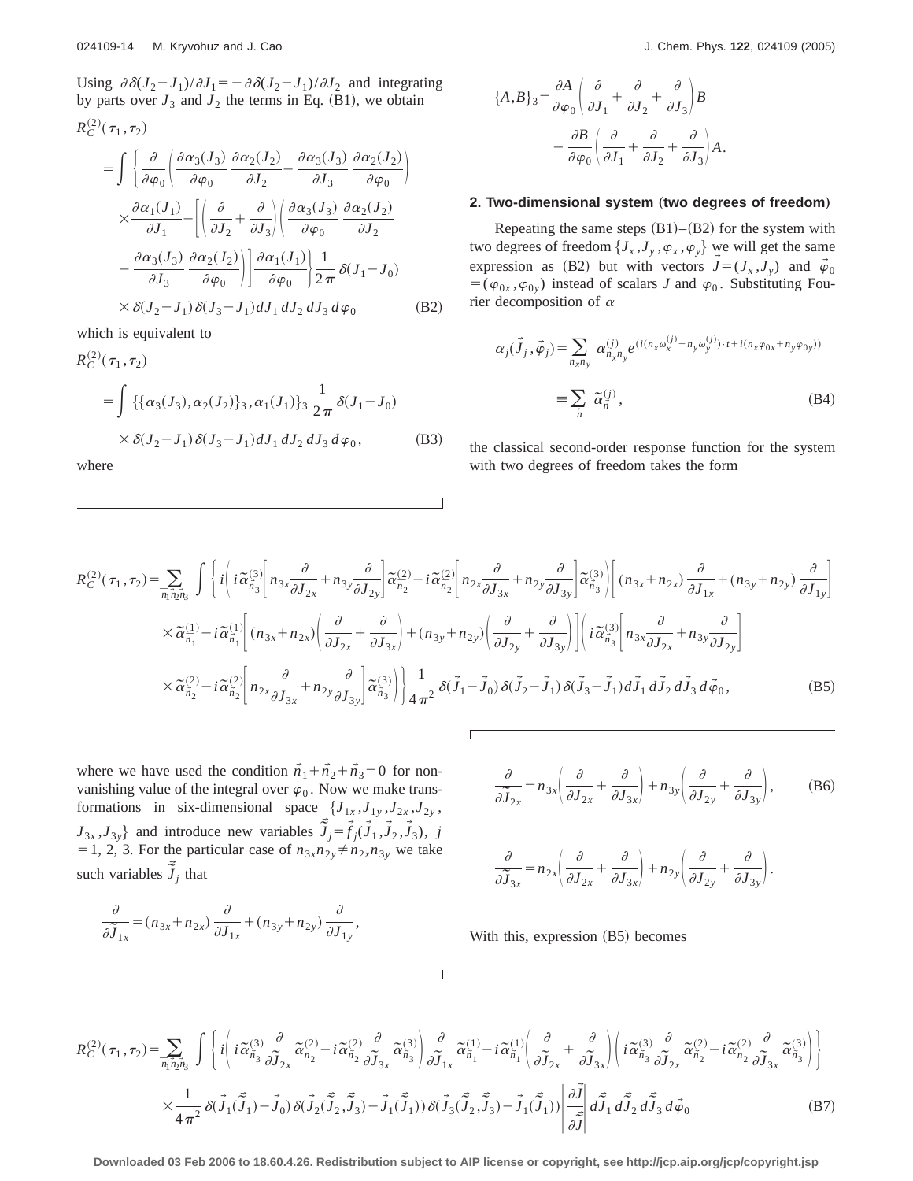Using $\partial\delta(J_2-J_1)/\partial J_1=-\partial\delta(J_2-J_1)/\partial J_2$ and integrating by parts over $J_3$ and $J_2$ the terms in Eq. (B1), we obtain

$$
\begin{aligned}
R_C^{(2)}(\tau_1,\tau_2) &= \int \left\{ \frac{\partial}{\partial \varphi_0}\left( \frac{\partial \alpha_3(J_3)}{\partial \varphi_0}\frac{\partial \alpha_2(J_2)}{\partial J_2} - \frac{\partial \alpha_3(J_3)}{\partial J_3}\frac{\partial \alpha_2(J_2)}{\partial \varphi_0}\right) \right.\\
&\quad \times \frac{\partial \alpha_1(J_1)}{\partial J_1} - \left[\left(\frac{\partial}{\partial J_2}+\frac{\partial}{\partial J_3}\right)\left(\frac{\partial \alpha_3(J_3)}{\partial \varphi_0}\frac{\partial \alpha_2(J_2)}{\partial J_2}\right.\right.\\
&\quad \left.\left.\left. - \frac{\partial \alpha_3(J_3)}{\partial J_3}\frac{\partial \alpha_2(J_2)}{\partial \varphi_0}\right)\right]\frac{\partial \alpha_1(J_1)}{\partial \varphi_0}\right\}\frac{1}{2\pi}\delta(J_1-J_0)\\
&\quad \times \delta(J_2-J_1)\delta(J_3-J_1)dJ_1\,dJ_2\,dJ_3\,d\varphi_0 \qquad \text{(B2)}
\end{aligned}
$$

which is equivalent to

$$
\begin{aligned}
R_C^{(2)}(\tau_1,\tau_2) &= \int \{\{\alpha_3(J_3),\alpha_2(J_2)\}_3,\alpha_1(J_1)\}_3\,\frac{1}{2\pi}\delta(J_1-J_0)\\
&\quad \times \delta(J_2-J_1)\delta(J_3-J_1)dJ_1\,dJ_2\,dJ_3\,d\varphi_0, \qquad \text{(B3)}
\end{aligned}
$$

where

$$
\begin{aligned}
\{A,B\}_3 &= \frac{\partial A}{\partial \varphi_0}\left(\frac{\partial}{\partial J_1}+\frac{\partial}{\partial J_2}+\frac{\partial}{\partial J_3}\right)B\\
&\quad - \frac{\partial B}{\partial \varphi_0}\left(\frac{\partial}{\partial J_1}+\frac{\partial}{\partial J_2}+\frac{\partial}{\partial J_3}\right)A.
\end{aligned}
$$

### 2. Two-dimensional system (two degrees of freedom)

Repeating the same steps (B1)–(B2) for the system with two degrees of freedom $\{J_x,J_y,\varphi_x,\varphi_y\}$ we will get the same expression as (B2) but with vectors $\vec{J}=(J_x,J_y)$ and $\vec{\varphi}_0=(\varphi_{0x},\varphi_{0y})$ instead of scalars $J$ and $\varphi_0$. Substituting Fourier decomposition of $\alpha$

$$
\begin{aligned}
\alpha_j(\vec{J}_j,\vec{\varphi}_j) &= \sum_{n_x n_y} \alpha_{n_x n_y}^{(j)} e^{(i(n_x\omega_x^{(j)}+n_y\omega_y^{(j)})\cdot t + i(n_x\varphi_{0x}+n_y\varphi_{0y}))}\\
&\equiv \sum_{\vec{n}} \tilde{\alpha}_{\vec{n}}^{(j)}, \qquad \text{(B4)}
\end{aligned}
$$

the classical second-order response function for the system with two degrees of freedom takes the form

$$
\begin{aligned}
R_C^{(2)}(\tau_1,\tau_2) &= \sum_{\vec{n}_1\vec{n}_2\vec{n}_3}\int \left\{ i\left( i\tilde{\alpha}_{\vec{n}_3}^{(3)}\left[n_{3x}\frac{\partial}{\partial J_{2x}}+n_{3y}\frac{\partial}{\partial J_{2y}}\right]\tilde{\alpha}_{\vec{n}_2}^{(2)} - i\tilde{\alpha}_{\vec{n}_2}^{(2)}\left[n_{2x}\frac{\partial}{\partial J_{3x}}+n_{2y}\frac{\partial}{\partial J_{3y}}\right]\tilde{\alpha}_{\vec{n}_3}^{(3)}\right)\left[(n_{3x}+n_{2x})\frac{\partial}{\partial J_{1x}}+(n_{3y}+n_{2y})\frac{\partial}{\partial J_{1y}}\right]\right.\\
&\quad \times \tilde{\alpha}_{\vec{n}_1}^{(1)} - i\tilde{\alpha}_{\vec{n}_1}^{(1)}\left[(n_{3x}+n_{2x})\left(\frac{\partial}{\partial J_{2x}}+\frac{\partial}{\partial J_{3x}}\right)+(n_{3y}+n_{2y})\left(\frac{\partial}{\partial J_{2y}}+\frac{\partial}{\partial J_{3y}}\right)\right]\left( i\tilde{\alpha}_{\vec{n}_3}^{(3)}\left[n_{3x}\frac{\partial}{\partial J_{2x}}+n_{3y}\frac{\partial}{\partial J_{2y}}\right]\right.\\
&\quad \left.\left.\times \tilde{\alpha}_{\vec{n}_2}^{(2)} - i\tilde{\alpha}_{\vec{n}_2}^{(2)}\left[n_{2x}\frac{\partial}{\partial J_{3x}}+n_{2y}\frac{\partial}{\partial J_{3y}}\right]\tilde{\alpha}_{\vec{n}_3}^{(3)}\right)\right\}\frac{1}{4\pi^2}\delta(\vec{J}_1-\vec{J}_0)\delta(\vec{J}_2-\vec{J}_1)\delta(\vec{J}_3-\vec{J}_1)d\vec{J}_1\,d\vec{J}_2\,d\vec{J}_3\,d\vec{\varphi}_0, \qquad \text{(B5)}
\end{aligned}
$$

where we have used the condition $\vec{n}_1+\vec{n}_2+\vec{n}_3=0$ for nonvanishing value of the integral over $\varphi_0$. Now we make transformations in six-dimensional space $\{J_{1x},J_{1y},J_{2x},J_{2y},J_{3x},J_{3y}\}$ and introduce new variables $\vec{\tilde{J}}_j=\vec{f}_j(\vec{J}_1,\vec{J}_2,\vec{J}_3)$, $j=1,2,3$. For the particular case of $n_{3x}n_{2y}\neq n_{2x}n_{3y}$ we take such variables $\vec{\tilde{J}}_j$ that

$$
\frac{\partial}{\partial \tilde{J}_{1x}} = (n_{3x}+n_{2x})\frac{\partial}{\partial J_{1x}} + (n_{3y}+n_{2y})\frac{\partial}{\partial J_{1y}},
$$

$$
\frac{\partial}{\partial \tilde{J}_{2x}} = n_{3x}\left(\frac{\partial}{\partial J_{2x}}+\frac{\partial}{\partial J_{3x}}\right) + n_{3y}\left(\frac{\partial}{\partial J_{2y}}+\frac{\partial}{\partial J_{3y}}\right), \qquad \text{(B6)}
$$

$$
\frac{\partial}{\partial \tilde{J}_{3x}} = n_{2x}\left(\frac{\partial}{\partial J_{2x}}+\frac{\partial}{\partial J_{3x}}\right) + n_{2y}\left(\frac{\partial}{\partial J_{2y}}+\frac{\partial}{\partial J_{3y}}\right).
$$

With this, expression (B5) becomes

$$
\begin{aligned}
R_C^{(2)}(\tau_1,\tau_2) &= \sum_{\vec{n}_1\vec{n}_2\vec{n}_3}\int \left\{ i\left( i\tilde{\alpha}_{\vec{n}_3}^{(3)}\frac{\partial}{\partial \tilde{J}_{2x}}\tilde{\alpha}_{\vec{n}_2}^{(2)} - i\tilde{\alpha}_{\vec{n}_2}^{(2)}\frac{\partial}{\partial \tilde{J}_{3x}}\tilde{\alpha}_{\vec{n}_3}^{(3)}\right)\frac{\partial}{\partial \tilde{J}_{1x}}\tilde{\alpha}_{\vec{n}_1}^{(1)} - i\tilde{\alpha}_{\vec{n}_1}^{(1)}\left(\frac{\partial}{\partial \tilde{J}_{2x}}+\frac{\partial}{\partial \tilde{J}_{3x}}\right)\left( i\tilde{\alpha}_{\vec{n}_3}^{(3)}\frac{\partial}{\partial \tilde{J}_{2x}}\tilde{\alpha}_{\vec{n}_2}^{(2)} - i\tilde{\alpha}_{\vec{n}_2}^{(2)}\frac{\partial}{\partial \tilde{J}_{3x}}\tilde{\alpha}_{\vec{n}_3}^{(3)}\right)\right\}\\
&\quad \times \frac{1}{4\pi^2}\delta(\vec{J}_1(\vec{\tilde{J}}_1)-\vec{J}_0)\,\delta(\vec{J}_2(\vec{\tilde{J}}_2,\vec{\tilde{J}}_3)-\vec{J}_1(\vec{\tilde{J}}_1))\,\delta(\vec{J}_3(\vec{\tilde{J}}_2,\vec{\tilde{J}}_3)-\vec{J}_1(\vec{\tilde{J}}_1))\left|\frac{\partial \vec{J}}{\partial \vec{\tilde{J}}}\right| d\vec{\tilde{J}}_1\,d\vec{\tilde{J}}_2\,d\vec{\tilde{J}}_3\,d\vec{\varphi}_0 \qquad \text{(B7)}
\end{aligned}
$$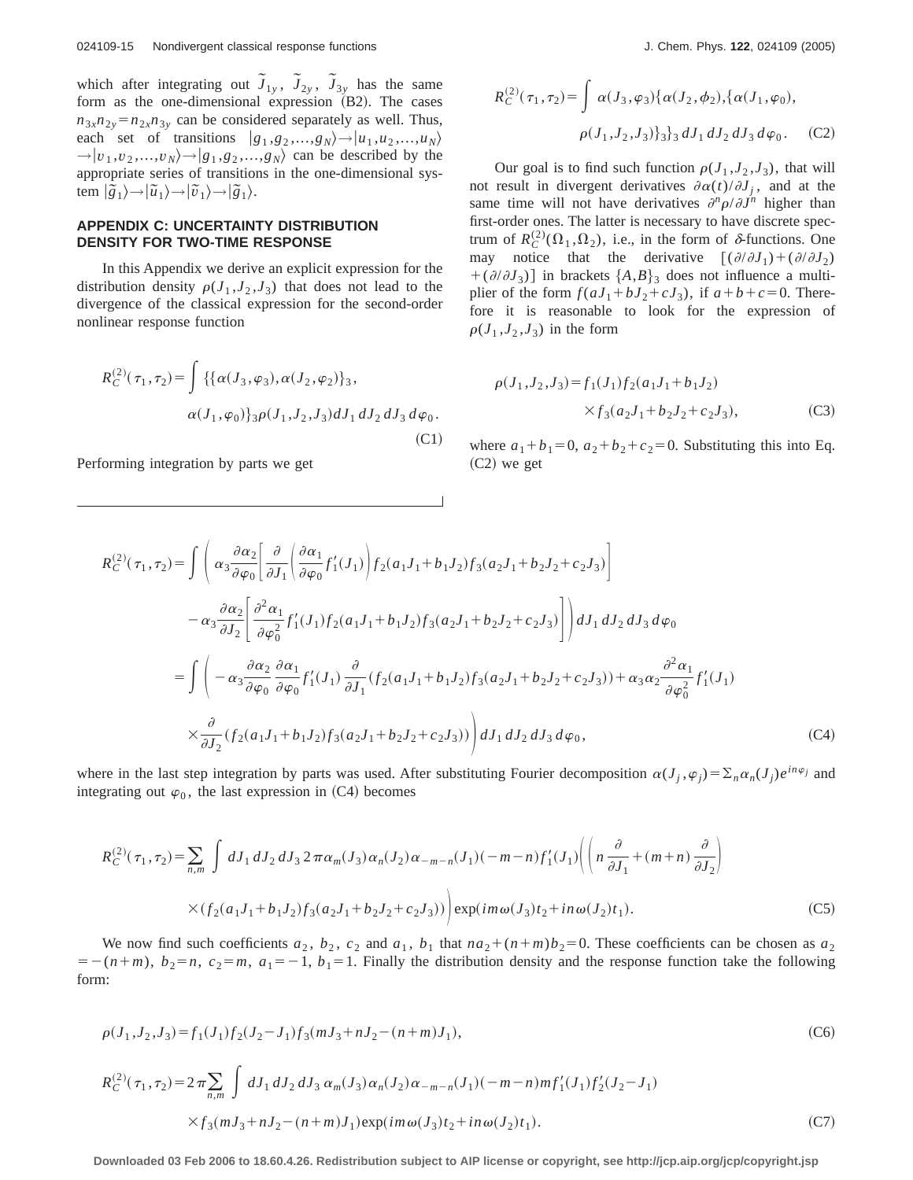which after integrating out $\tilde{J}_{1y}$, $\tilde{J}_{2y}$, $\tilde{J}_{3y}$ has the same form as the one-dimensional expression (B2). The cases $n_{3x}n_{2y} = n_{2x}n_{3y}$ can be considered separately as well. Thus, each set of transitions $|g_1, g_2, \ldots, g_N\rangle \to |u_1, u_2, \ldots, u_N\rangle \to |v_1, v_2, \ldots, v_N\rangle \to |g_1, g_2, \ldots, g_N\rangle$ can be described by the appropriate series of transitions in the one-dimensional system $|\tilde{g}_1\rangle \to |\tilde{u}_1\rangle \to |\tilde{v}_1\rangle \to |\tilde{g}_1\rangle$.

## APPENDIX C: UNCERTAINTY DISTRIBUTION DENSITY FOR TWO-TIME RESPONSE

In this Appendix we derive an explicit expression for the distribution density $\rho(J_1, J_2, J_3)$ that does not lead to the divergence of the classical expression for the second-order nonlinear response function

$$R_C^{(2)}(\tau_1, \tau_2) = \int \{\{\alpha(J_3, \varphi_3), \alpha(J_2, \varphi_2)\}_3, \alpha(J_1, \varphi_0)\}_3 \rho(J_1, J_2, J_3) dJ_1\, dJ_2\, dJ_3\, d\varphi_0. \tag{C1}$$

Performing integration by parts we get

$$R_C^{(2)}(\tau_1, \tau_2) = \int \alpha(J_3, \varphi_3)\{\alpha(J_2, \phi_2), \{\alpha(J_1, \varphi_0), \rho(J_1, J_2, J_3)\}_3\}_3\, dJ_1\, dJ_2\, dJ_3\, d\varphi_0. \tag{C2}$$

Our goal is to find such function $\rho(J_1, J_2, J_3)$, that will not result in divergent derivatives $\partial\alpha(t)/\partial J_j$, and at the same time will not have derivatives $\partial^n\rho/\partial J^n$ higher than first-order ones. The latter is necessary to have discrete spectrum of $R_C^{(2)}(\Omega_1, \Omega_2)$, i.e., in the form of $\delta$-functions. One may notice that the derivative $[(\partial/\partial J_1) + (\partial/\partial J_2) + (\partial/\partial J_3)]$ in brackets $\{A, B\}_3$ does not influence a multiplier of the form $f(aJ_1 + bJ_2 + cJ_3)$, if $a + b + c = 0$. Therefore it is reasonable to look for the expression of $\rho(J_1, J_2, J_3)$ in the form

$$\rho(J_1, J_2, J_3) = f_1(J_1) f_2(a_1 J_1 + b_1 J_2) \times f_3(a_2 J_1 + b_2 J_2 + c_2 J_3), \tag{C3}$$

where $a_1 + b_1 = 0$, $a_2 + b_2 + c_2 = 0$. Substituting this into Eq. (C2) we get

$$\begin{aligned}
R_C^{(2)}(\tau_1, \tau_2) = \int \Bigg( & \alpha_3 \frac{\partial \alpha_2}{\partial \varphi_0} \left[ \frac{\partial}{\partial J_1} \left( \frac{\partial \alpha_1}{\partial \varphi_0} f_1'(J_1) \right) f_2(a_1 J_1 + b_1 J_2) f_3(a_2 J_1 + b_2 J_2 + c_2 J_3) \right] \\
& - \alpha_3 \frac{\partial \alpha_2}{\partial J_2} \left[ \frac{\partial^2 \alpha_1}{\partial \varphi_0^2} f_1'(J_1) f_2(a_1 J_1 + b_1 J_2) f_3(a_2 J_1 + b_2 J_2 + c_2 J_3) \right] \Bigg) dJ_1\, dJ_2\, dJ_3\, d\varphi_0 \\
= \int \Bigg( & -\alpha_3 \frac{\partial \alpha_2}{\partial \varphi_0} \frac{\partial \alpha_1}{\partial \varphi_0} f_1'(J_1) \frac{\partial}{\partial J_1} (f_2(a_1 J_1 + b_1 J_2) f_3(a_2 J_1 + b_2 J_2 + c_2 J_3)) + \alpha_3 \alpha_2 \frac{\partial^2 \alpha_1}{\partial \varphi_0^2} f_1'(J_1) \\
& \times \frac{\partial}{\partial J_2} (f_2(a_1 J_1 + b_1 J_2) f_3(a_2 J_1 + b_2 J_2 + c_2 J_3)) \Bigg) dJ_1\, dJ_2\, dJ_3\, d\varphi_0,
\end{aligned} \tag{C4}$$

where in the last step integration by parts was used. After substituting Fourier decomposition $\alpha(J_j, \varphi_j) = \Sigma_n \alpha_n(J_j) e^{in\varphi_j}$ and integrating out $\varphi_0$, the last expression in (C4) becomes

$$\begin{aligned}
R_C^{(2)}(\tau_1, \tau_2) = \sum_{n,m} \int & dJ_1\, dJ_2\, dJ_3\, 2\pi \alpha_m(J_3) \alpha_n(J_2) \alpha_{-m-n}(J_1)(-m-n) f_1'(J_1) \left( \left( n \frac{\partial}{\partial J_1} + (m+n) \frac{\partial}{\partial J_2} \right) \right. \\
& \left. \times (f_2(a_1 J_1 + b_1 J_2) f_3(a_2 J_1 + b_2 J_2 + c_2 J_3)) \right) \exp(im\omega(J_3)t_2 + in\omega(J_2)t_1).
\end{aligned} \tag{C5}$$

We now find such coefficients $a_2$, $b_2$, $c_2$ and $a_1$, $b_1$ that $na_2 + (n+m)b_2 = 0$. These coefficients can be chosen as $a_2 = -(n+m)$, $b_2 = n$, $c_2 = m$, $a_1 = -1$, $b_1 = 1$. Finally the distribution density and the response function take the following form:

$$\rho(J_1, J_2, J_3) = f_1(J_1) f_2(J_2 - J_1) f_3(mJ_3 + nJ_2 - (n+m)J_1), \tag{C6}$$

$$\begin{aligned}
R_C^{(2)}(\tau_1, \tau_2) = 2\pi \sum_{n,m} \int & dJ_1\, dJ_2\, dJ_3\, \alpha_m(J_3) \alpha_n(J_2) \alpha_{-m-n}(J_1)(-m-n) m f_1'(J_1) f_2'(J_2 - J_1) \\
& \times f_3(mJ_3 + nJ_2 - (n+m)J_1) \exp(im\omega(J_3)t_2 + in\omega(J_2)t_1).
\end{aligned} \tag{C7}$$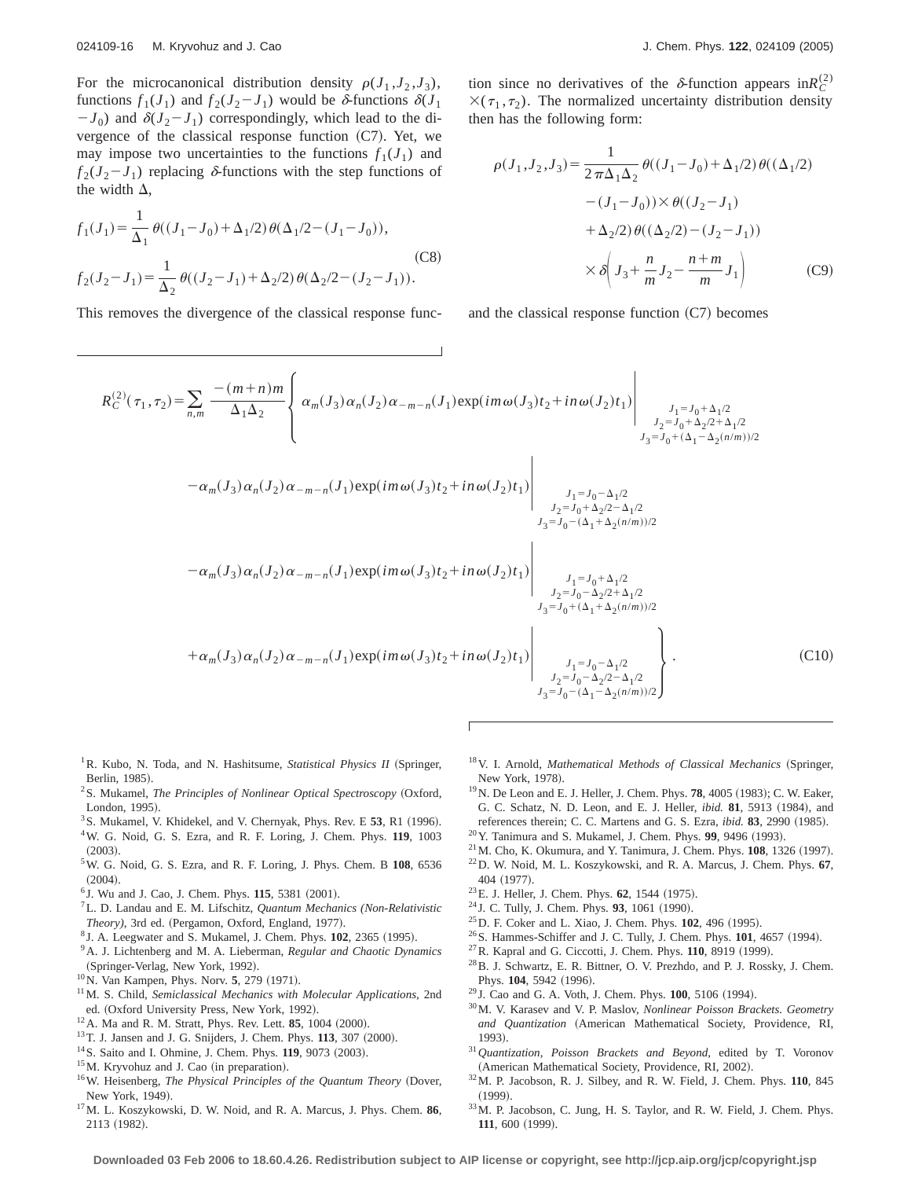For the microcanonical distribution density $\rho(J_1, J_2, J_3)$, functions $f_1(J_1)$ and $f_2(J_2-J_1)$ would be $\delta$-functions $\delta(J_1-J_0)$ and $\delta(J_2-J_1)$ correspondingly, which lead to the divergence of the classical response function (C7). Yet, we may impose two uncertainties to the functions $f_1(J_1)$ and $f_2(J_2-J_1)$ replacing $\delta$-functions with the step functions of the width $\Delta$,

$$
\begin{aligned}
f_1(J_1) &= \frac{1}{\Delta_1}\,\theta((J_1-J_0)+\Delta_1/2)\,\theta(\Delta_1/2-(J_1-J_0)),\\
f_2(J_2-J_1) &= \frac{1}{\Delta_2}\,\theta((J_2-J_1)+\Delta_2/2)\,\theta(\Delta_2/2-(J_2-J_1)).
\end{aligned}
\tag{C8}
$$

This removes the divergence of the classical response function since no derivatives of the $\delta$-function appears in $R_C^{(2)}(\tau_1,\tau_2)$. The normalized uncertainty distribution density then has the following form:

$$
\begin{aligned}
\rho(J_1,J_2,J_3) = \frac{1}{2\pi\Delta_1\Delta_2}\,&\theta((J_1-J_0)+\Delta_1/2)\,\theta((\Delta_1/2)\\
&-(J_1-J_0))\times\theta((J_2-J_1)\\
&+\Delta_2/2)\,\theta((\Delta_2/2)-(J_2-J_1))\\
&\times\delta\!\left(J_3+\frac{n}{m}J_2-\frac{n+m}{m}J_1\right)
\end{aligned}
\tag{C9}
$$

and the classical response function (C7) becomes

$$
\begin{aligned}
R_C^{(2)}(\tau_1,\tau_2) = \sum_{n,m}\frac{-(m+n)m}{\Delta_1\Delta_2}\Bigg\{ &\alpha_m(J_3)\alpha_n(J_2)\alpha_{-m-n}(J_1)\exp(im\omega(J_3)t_2+in\omega(J_2)t_1)\Big|_{\substack{J_1=J_0+\Delta_1/2\\ J_2=J_0+\Delta_2/2+\Delta_1/2\\ J_3=J_0+(\Delta_1-\Delta_2(n/m))/2}}\\
&-\alpha_m(J_3)\alpha_n(J_2)\alpha_{-m-n}(J_1)\exp(im\omega(J_3)t_2+in\omega(J_2)t_1)\Big|_{\substack{J_1=J_0-\Delta_1/2\\ J_2=J_0+\Delta_2/2-\Delta_1/2\\ J_3=J_0-(\Delta_1+\Delta_2(n/m))/2}}\\
&-\alpha_m(J_3)\alpha_n(J_2)\alpha_{-m-n}(J_1)\exp(im\omega(J_3)t_2+in\omega(J_2)t_1)\Big|_{\substack{J_1=J_0+\Delta_1/2\\ J_2=J_0-\Delta_2/2+\Delta_1/2\\ J_3=J_0+(\Delta_1+\Delta_2(n/m))/2}}\\
&+\alpha_m(J_3)\alpha_n(J_2)\alpha_{-m-n}(J_1)\exp(im\omega(J_3)t_2+in\omega(J_2)t_1)\Big|_{\substack{J_1=J_0-\Delta_1/2\\ J_2=J_0-\Delta_2/2-\Delta_1/2\\ J_3=J_0-(\Delta_1-\Delta_2(n/m))/2}}\Bigg\}.
\end{aligned}
\tag{C10}
$$

[1] R. Kubo, N. Toda, and N. Hashitsume, *Statistical Physics II* (Springer, Berlin, 1985).

[2] S. Mukamel, *The Principles of Nonlinear Optical Spectroscopy* (Oxford, London, 1995).

[3] S. Mukamel, V. Khidekel, and V. Chernyak, Phys. Rev. E **53**, R1 (1996).

[4] W. G. Noid, G. S. Ezra, and R. F. Loring, J. Chem. Phys. **119**, 1003 (2003).

[5] W. G. Noid, G. S. Ezra, and R. F. Loring, J. Phys. Chem. B **108**, 6536 (2004).

[6] J. Wu and J. Cao, J. Chem. Phys. **115**, 5381 (2001).

[7] L. D. Landau and E. M. Lifschitz, *Quantum Mechanics (Non-Relativistic Theory)*, 3rd ed. (Pergamon, Oxford, England, 1977).

[8] J. A. Leegwater and S. Mukamel, J. Chem. Phys. **102**, 2365 (1995).

[9] A. J. Lichtenberg and M. A. Lieberman, *Regular and Chaotic Dynamics* (Springer-Verlag, New York, 1992).

[10] N. Van Kampen, Phys. Norv. **5**, 279 (1971).

[11] M. S. Child, *Semiclassical Mechanics with Molecular Applications*, 2nd ed. (Oxford University Press, New York, 1992).

[12] A. Ma and R. M. Stratt, Phys. Rev. Lett. **85**, 1004 (2000).

[13] T. J. Jansen and J. G. Snijders, J. Chem. Phys. **113**, 307 (2000).

[14] S. Saito and I. Ohmine, J. Chem. Phys. **119**, 9073 (2003).

[15] M. Kryvohuz and J. Cao (in preparation).

[16] W. Heisenberg, *The Physical Principles of the Quantum Theory* (Dover, New York, 1949).

[17] M. L. Koszykowski, D. W. Noid, and R. A. Marcus, J. Phys. Chem. **86**, 2113 (1982).

[18] V. I. Arnold, *Mathematical Methods of Classical Mechanics* (Springer, New York, 1978).

[19] N. De Leon and E. J. Heller, J. Chem. Phys. **78**, 4005 (1983); C. W. Eaker, G. C. Schatz, N. D. Leon, and E. J. Heller, *ibid.* **81**, 5913 (1984), and references therein; C. C. Martens and G. S. Ezra, *ibid.* **83**, 2990 (1985).

[20] Y. Tanimura and S. Mukamel, J. Chem. Phys. **99**, 9496 (1993).

[21] M. Cho, K. Okumura, and Y. Tanimura, J. Chem. Phys. **108**, 1326 (1997).

[22] D. W. Noid, M. L. Koszykowski, and R. A. Marcus, J. Chem. Phys. **67**, 404 (1977).

[23] E. J. Heller, J. Chem. Phys. **62**, 1544 (1975).

[24] J. C. Tully, J. Chem. Phys. **93**, 1061 (1990).

[25] D. F. Coker and L. Xiao, J. Chem. Phys. **102**, 496 (1995).

[26] S. Hammes-Schiffer and J. C. Tully, J. Chem. Phys. **101**, 4657 (1994).

[27] R. Kapral and G. Ciccotti, J. Chem. Phys. **110**, 8919 (1999).

[28] B. J. Schwartz, E. R. Bittner, O. V. Prezhdo, and P. J. Rossky, J. Chem. Phys. **104**, 5942 (1996).

[29] J. Cao and G. A. Voth, J. Chem. Phys. **100**, 5106 (1994).

[30] M. V. Karasev and V. P. Maslov, *Nonlinear Poisson Brackets. Geometry and Quantization* (American Mathematical Society, Providence, RI, 1993).

[31] *Quantization, Poisson Brackets and Beyond*, edited by T. Voronov (American Mathematical Society, Providence, RI, 2002).

[32] M. P. Jacobson, R. J. Silbey, and R. W. Field, J. Chem. Phys. **110**, 845 (1999).

[33] M. P. Jacobson, C. Jung, H. S. Taylor, and R. W. Field, J. Chem. Phys. **111**, 600 (1999).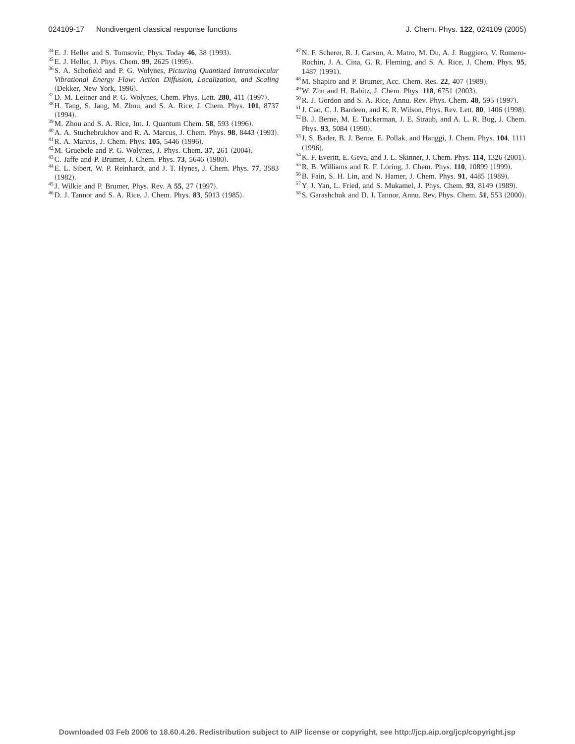[34] E. J. Heller and S. Tomsovic, Phys. Today **46**, 38 (1993).
[35] E. J. Heller, J. Phys. Chem. **99**, 2625 (1995).
[36] S. A. Schofield and P. G. Wolynes, *Picturing Quantized Intramolecular Vibrational Energy Flow: Action Diffusion, Localization, and Scaling* (Dekker, New York, 1996).
[37] D. M. Leitner and P. G. Wolynes, Chem. Phys. Lett. **280**, 411 (1997).
[38] H. Tang, S. Jang, M. Zhou, and S. A. Rice, J. Chem. Phys. **101**, 8737 (1994).
[39] M. Zhou and S. A. Rice, Int. J. Quantum Chem. **58**, 593 (1996).
[40] A. A. Stuchebrukhov and R. A. Marcus, J. Chem. Phys. **98**, 8443 (1993).
[41] R. A. Marcus, J. Chem. Phys. **105**, 5446 (1996).
[42] M. Gruebele and P. G. Wolynes, J. Phys. Chem. **37**, 261 (2004).
[43] C. Jaffe and P. Brumer, J. Chem. Phys. **73**, 5646 (1980).
[44] E. L. Sibert, W. P. Reinhardt, and J. T. Hynes, J. Chem. Phys. **77**, 3583 (1982).
[45] J. Wilkie and P. Brumer, Phys. Rev. A **55**, 27 (1997).
[46] D. J. Tannor and S. A. Rice, J. Chem. Phys. **83**, 5013 (1985).
[47] N. F. Scherer, R. J. Carson, A. Matro, M. Du, A. J. Ruggiero, V. Romero-Rochin, J. A. Cina, G. R. Fleming, and S. A. Rice, J. Chem. Phys. **95**, 1487 (1991).
[48] M. Shapiro and P. Brumer, Acc. Chem. Res. **22**, 407 (1989).
[49] W. Zhu and H. Rabitz, J. Chem. Phys. **118**, 6751 (2003).
[50] R. J. Gordon and S. A. Rice, Annu. Rev. Phys. Chem. **48**, 595 (1997).
[51] J. Cao, C. J. Bardeen, and K. R. Wilson, Phys. Rev. Lett. **80**, 1406 (1998).
[52] B. J. Berne, M. E. Tuckerman, J. E. Straub, and A. L. R. Bug, J. Chem. Phys. **93**, 5084 (1990).
[53] J. S. Bader, B. J. Berne, E. Pollak, and Hanggi, J. Chem. Phys. **104**, 1111 (1996).
[54] K. F. Everitt, E. Geva, and J. L. Skinner, J. Chem. Phys. **114**, 1326 (2001).
[55] R. B. Williams and R. F. Loring, J. Chem. Phys. **110**, 10899 (1999).
[56] B. Fain, S. H. Lin, and N. Hamer, J. Chem. Phys. **91**, 4485 (1989).
[57] Y. J. Yan, L. Fried, and S. Mukamel, J. Phys. Chem. **93**, 8149 (1989).
[58] S. Garashchuk and D. J. Tannor, Annu. Rev. Phys. Chem. **51**, 553 (2000).